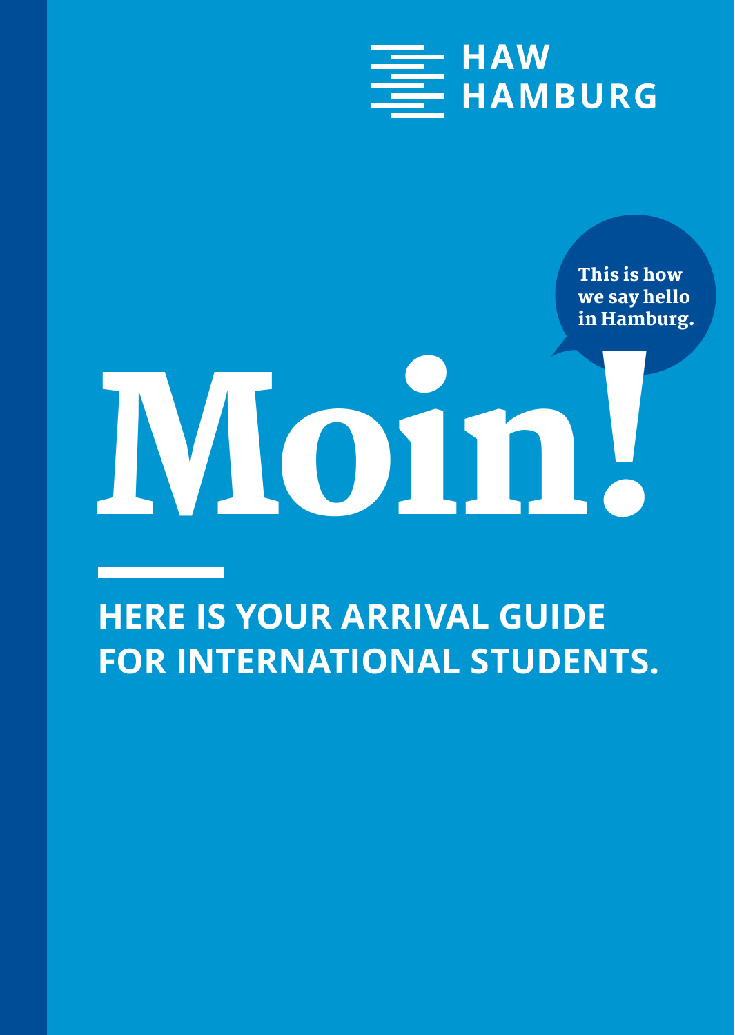HAW HAMBURG

This is how we say hello in Hamburg.

# Moin!

## HERE IS YOUR ARRIVAL GUIDE FOR INTERNATIONAL STUDENTS.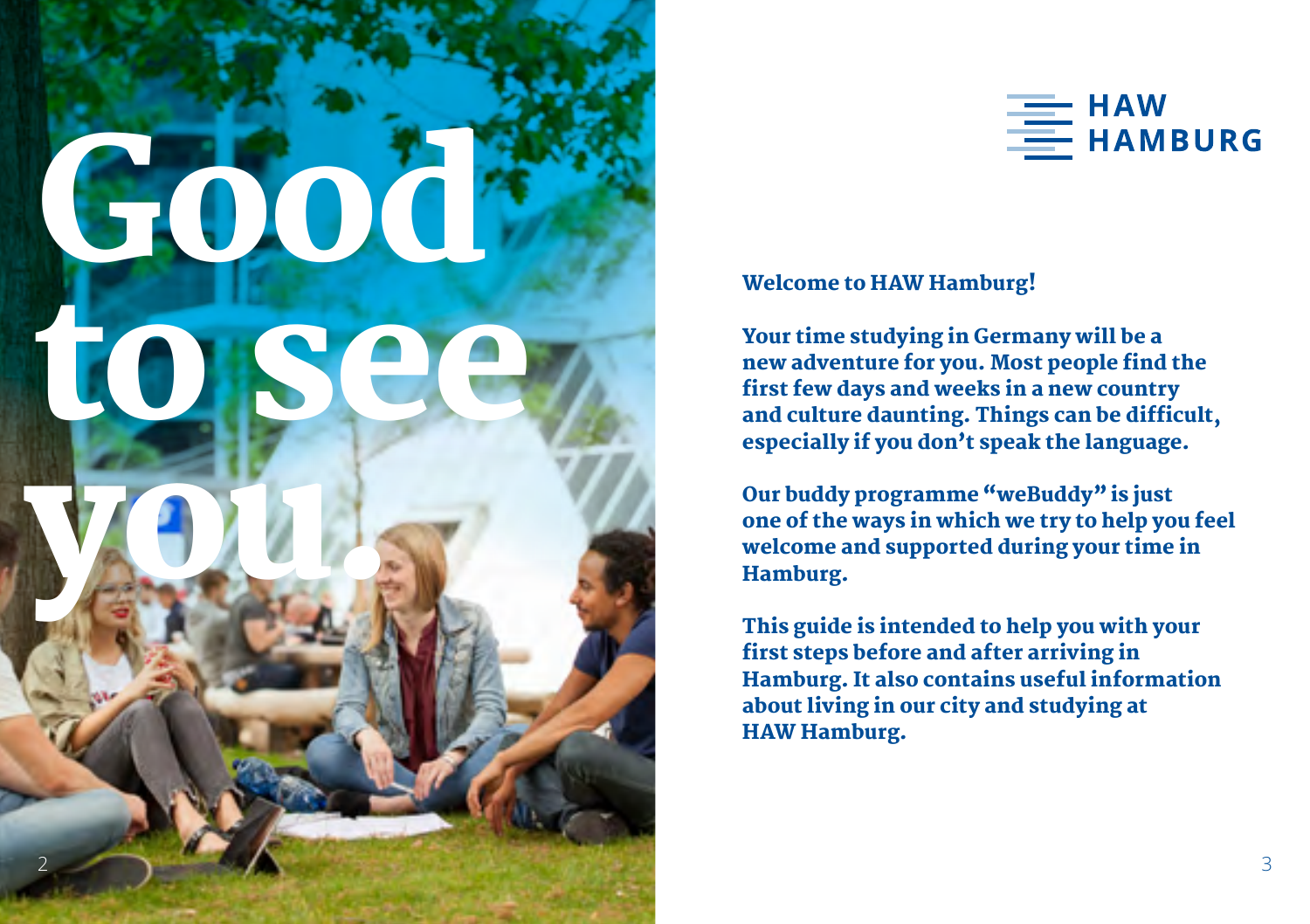# Good to see you.

HAW HAMBURG

**Welcome to HAW Hamburg!**

**Your time studying in Germany will be a new adventure for you. Most people find the first few days and weeks in a new country and culture daunting. Things can be difficult, especially if you don't speak the language.**

**Our buddy programme "weBuddy" is just one of the ways in which we try to help you feel welcome and supported during your time in Hamburg.**

**This guide is intended to help you with your first steps before and after arriving in Hamburg. It also contains useful information about living in our city and studying at HAW Hamburg.**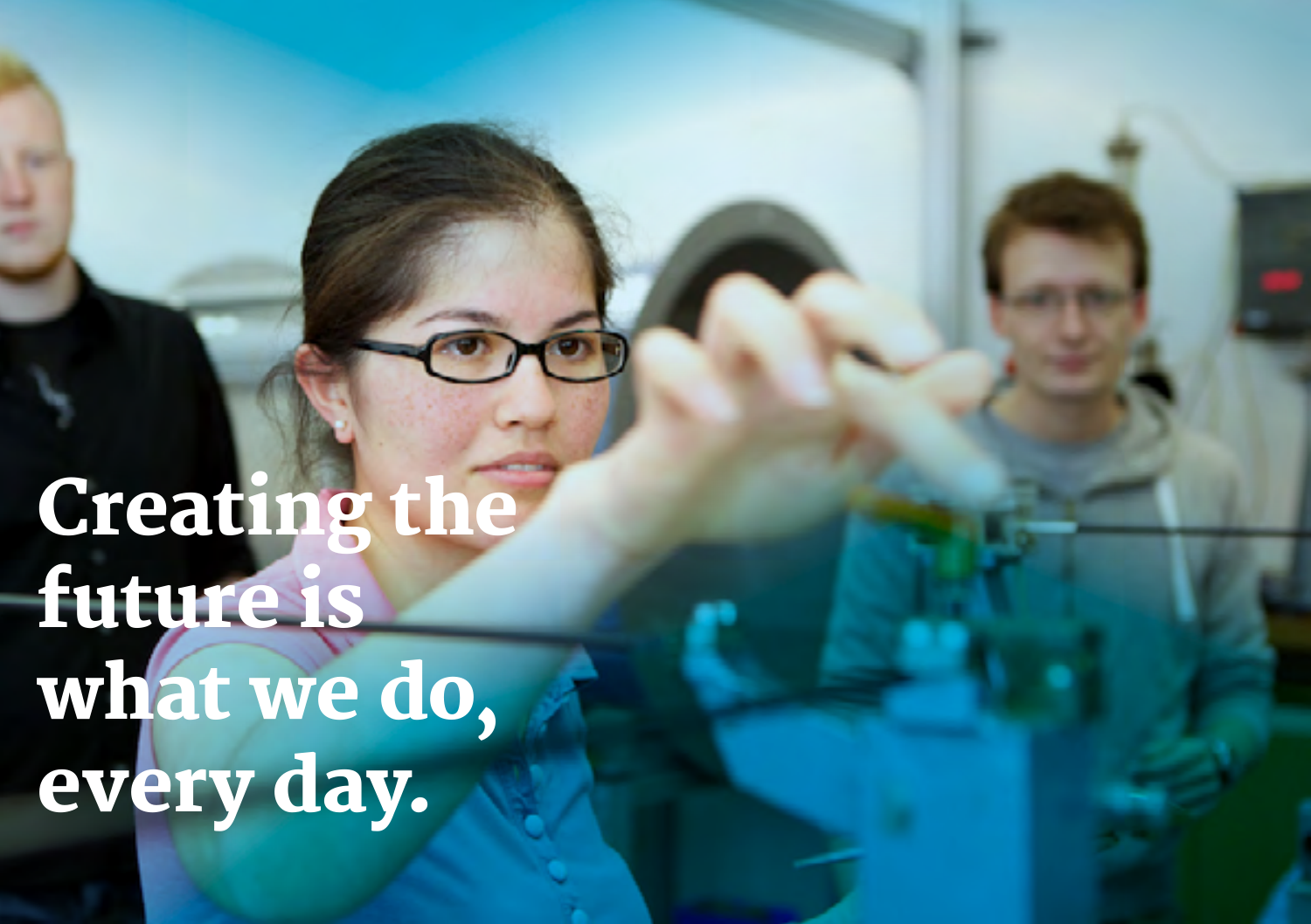# Creating the future is what we do, every day.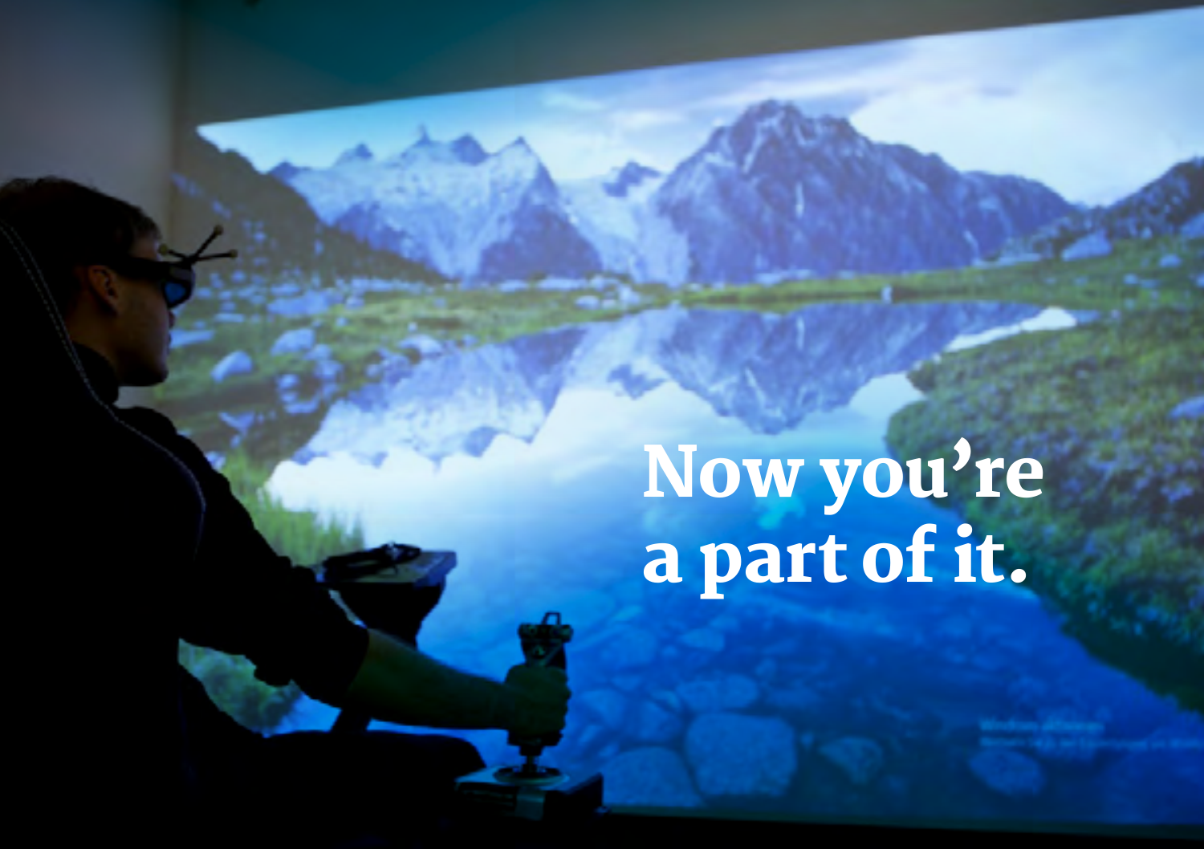Now you're a part of it.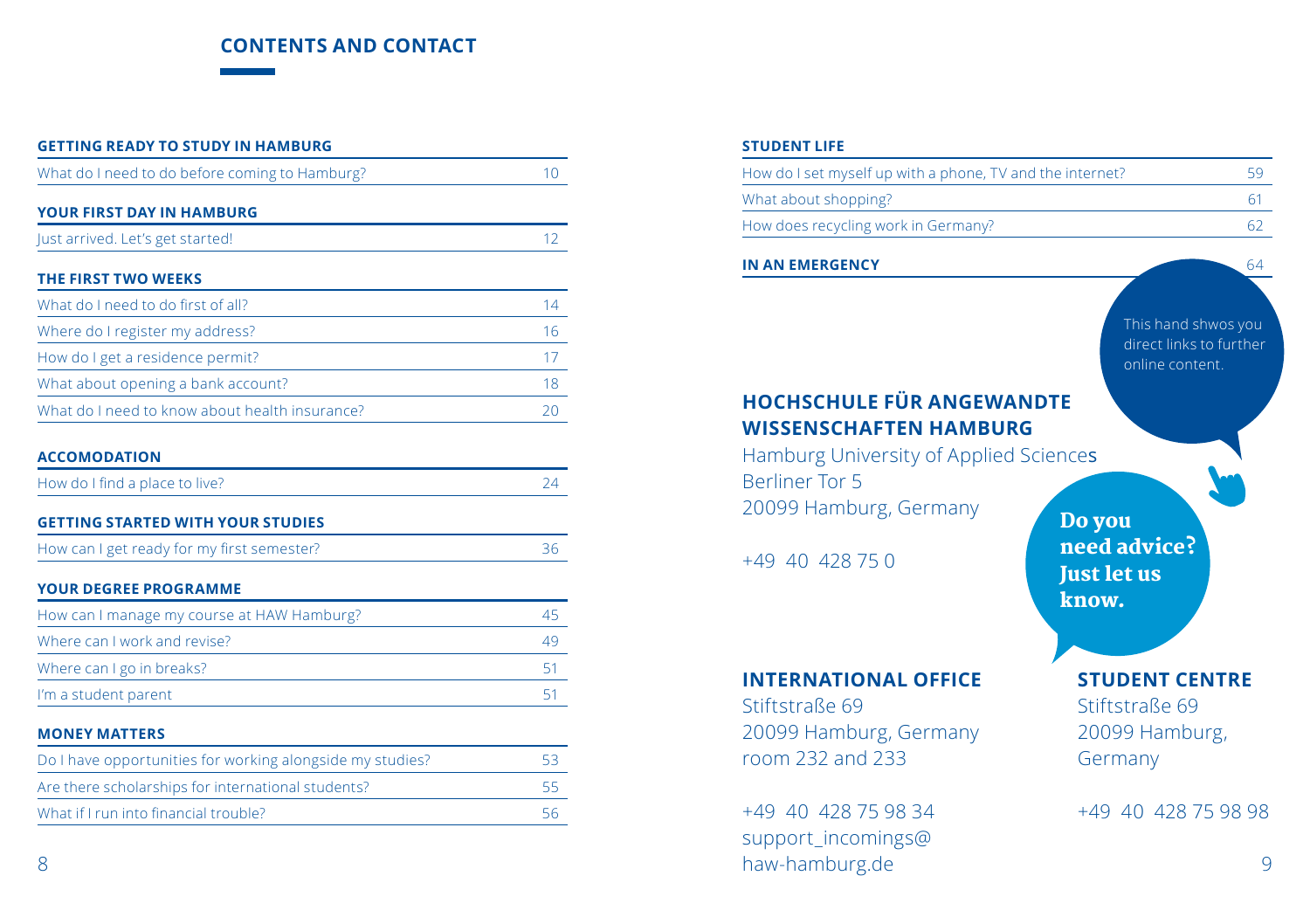# CONTENTS AND CONTACT

| GETTING READY TO STUDY IN HAMBURG | |
|---|---|
| What do I need to do before coming to Hamburg? | 10 |

| YOUR FIRST DAY IN HAMBURG | |
|---|---|
| Just arrived. Let's get started! | 12 |

| THE FIRST TWO WEEKS | |
|---|---|
| What do I need to do first of all? | 14 |
| Where do I register my address? | 16 |
| How do I get a residence permit? | 17 |
| What about opening a bank account? | 18 |
| What do I need to know about health insurance? | 20 |

| ACCOMODATION | |
|---|---|
| How do I find a place to live? | 24 |

| GETTING STARTED WITH YOUR STUDIES | |
|---|---|
| How can I get ready for my first semester? | 36 |

| YOUR DEGREE PROGRAMME | |
|---|---|
| How can I manage my course at HAW Hamburg? | 45 |
| Where can I work and revise? | 49 |
| Where can I go in breaks? | 51 |
| I'm a student parent | 51 |

| MONEY MATTERS | |
|---|---|
| Do I have opportunities for working alongside my studies? | 53 |
| Are there scholarships for international students? | 55 |
| What if I run into financial trouble? | 56 |

| STUDENT LIFE | |
|---|---|
| How do I set myself up with a phone, TV and the internet? | 59 |
| What about shopping? | 61 |
| How does recycling work in Germany? | 62 |

| IN AN EMERGENCY | 64 |
|---|---|

This hand shwos you direct links to further online content.

## HOCHSCHULE FÜR ANGEWANDTE WISSENSCHAFTEN HAMBURG

Hamburg University of Applied Sciences
Berliner Tor 5
20099 Hamburg, Germany

+49 40 428 75 0

**Do you need advice? Just let us know.**

## INTERNATIONAL OFFICE

Stiftstraße 69
20099 Hamburg, Germany
room 232 and 233

+49 40 428 75 98 34
support_incomings@haw-hamburg.de

## STUDENT CENTRE

Stiftstraße 69
20099 Hamburg, Germany

+49 40 428 75 98 98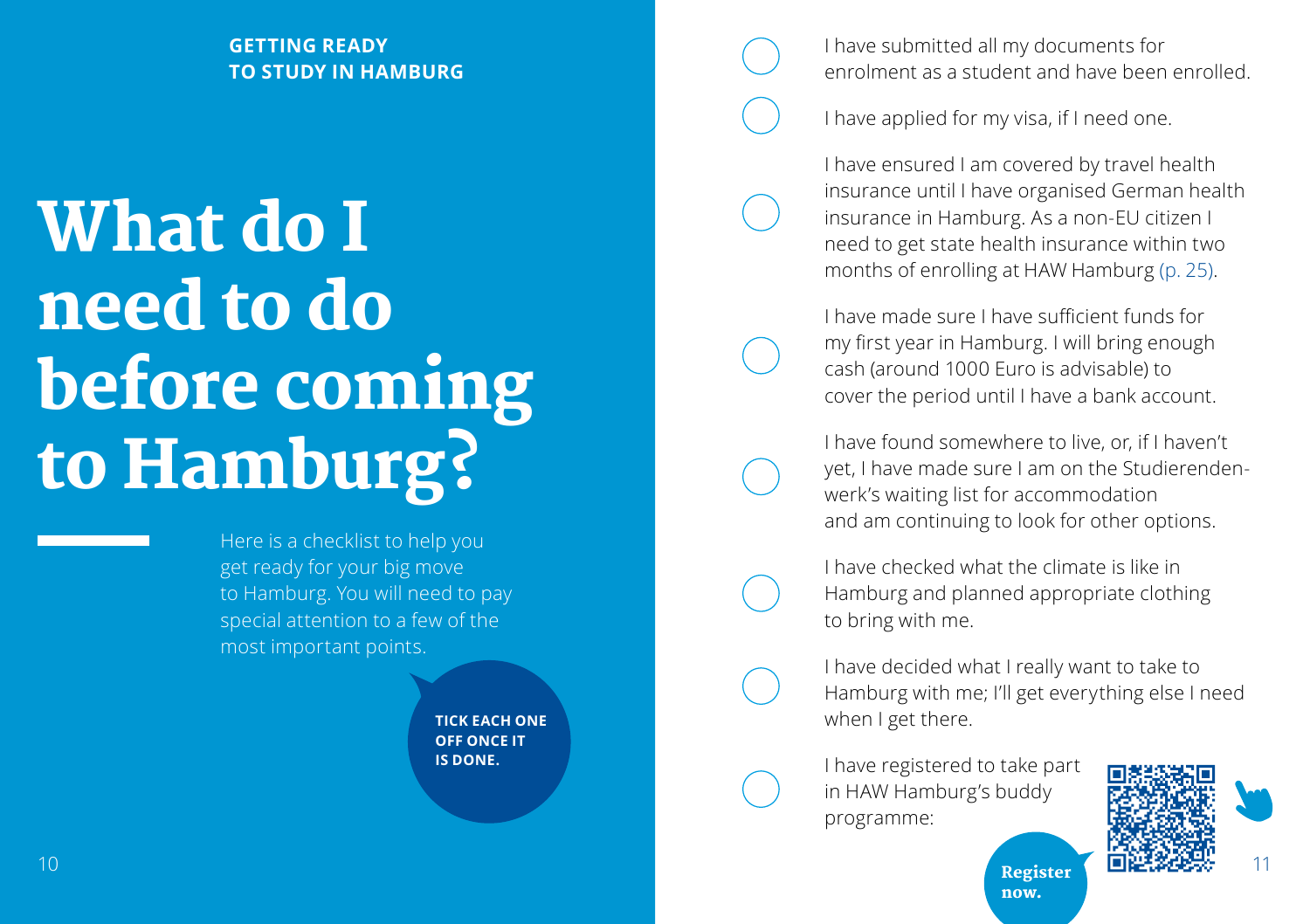GETTING READY TO STUDY IN HAMBURG

# What do I need to do before coming to Hamburg?

Here is a checklist to help you get ready for your big move to Hamburg. You will need to pay special attention to a few of the most important points.

**TICK EACH ONE OFF ONCE IT IS DONE.**

- ◯ I have submitted all my documents for enrolment as a student and have been enrolled.
- ◯ I have applied for my visa, if I need one.
- ◯ I have ensured I am covered by travel health insurance until I have organised German health insurance in Hamburg. As a non-EU citizen I need to get state health insurance within two months of enrolling at HAW Hamburg (p. 25).
- ◯ I have made sure I have sufficient funds for my first year in Hamburg. I will bring enough cash (around 1000 Euro is advisable) to cover the period until I have a bank account.
- ◯ I have found somewhere to live, or, if I haven't yet, I have made sure I am on the Studierendenwerk's waiting list for accommodation and am continuing to look for other options.
- ◯ I have checked what the climate is like in Hamburg and planned appropriate clothing to bring with me.
- ◯ I have decided what I really want to take to Hamburg with me; I'll get everything else I need when I get there.
- ◯ I have registered to take part in HAW Hamburg's buddy programme:

**Register now.**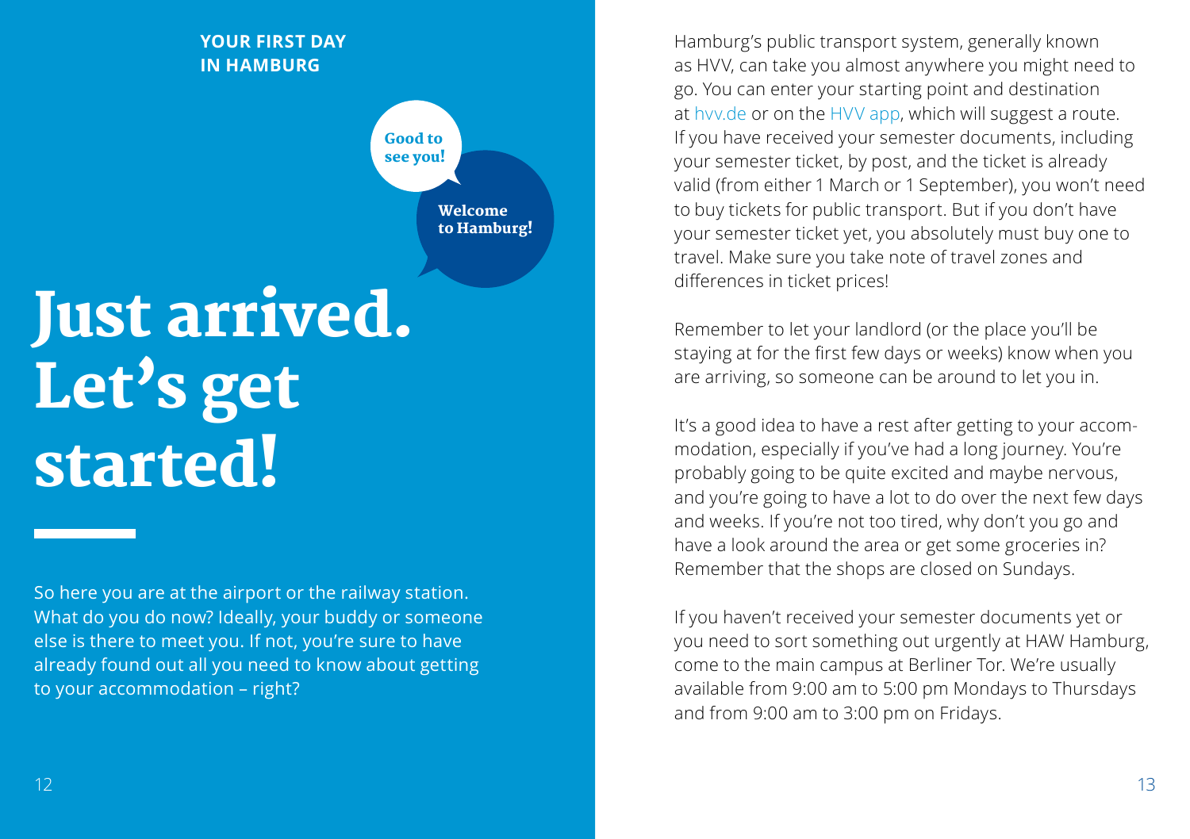**YOUR FIRST DAY IN HAMBURG**

Good to see you!

Welcome to Hamburg!

# Just arrived. Let's get started!

So here you are at the airport or the railway station. What do you do now? Ideally, your buddy or someone else is there to meet you. If not, you're sure to have already found out all you need to know about getting to your accommodation – right?

Hamburg's public transport system, generally known as HVV, can take you almost anywhere you might need to go. You can enter your starting point and destination at hvv.de or on the HVV app, which will suggest a route. If you have received your semester documents, including your semester ticket, by post, and the ticket is already valid (from either 1 March or 1 September), you won't need to buy tickets for public transport. But if you don't have your semester ticket yet, you absolutely must buy one to travel. Make sure you take note of travel zones and differences in ticket prices!

Remember to let your landlord (or the place you'll be staying at for the first few days or weeks) know when you are arriving, so someone can be around to let you in.

It's a good idea to have a rest after getting to your accommodation, especially if you've had a long journey. You're probably going to be quite excited and maybe nervous, and you're going to have a lot to do over the next few days and weeks. If you're not too tired, why don't you go and have a look around the area or get some groceries in? Remember that the shops are closed on Sundays.

If you haven't received your semester documents yet or you need to sort something out urgently at HAW Hamburg, come to the main campus at Berliner Tor. We're usually available from 9:00 am to 5:00 pm Mondays to Thursdays and from 9:00 am to 3:00 pm on Fridays.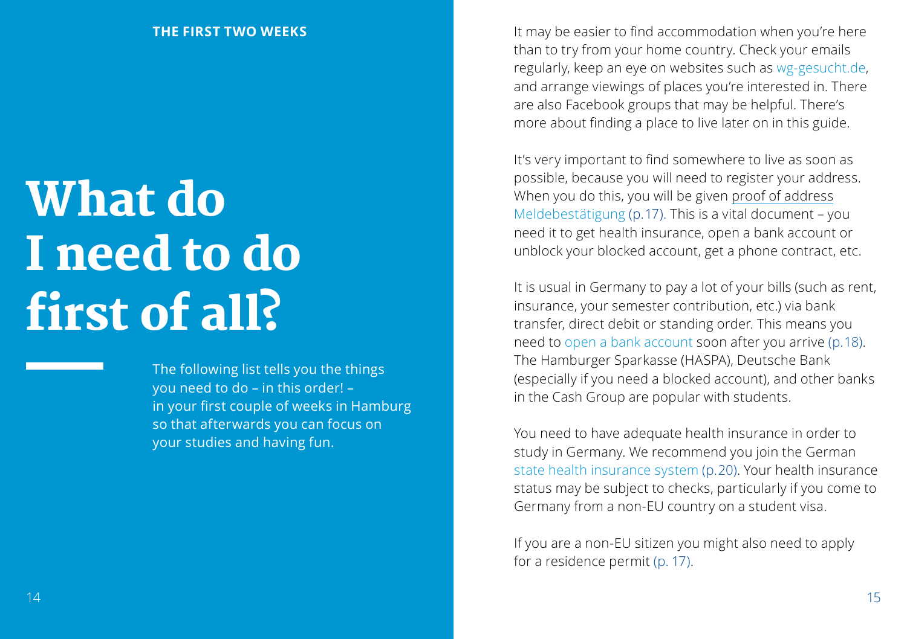THE FIRST TWO WEEKS

# What do I need to do first of all?

The following list tells you the things you need to do – in this order! – in your first couple of weeks in Hamburg so that afterwards you can focus on your studies and having fun.

It may be easier to find accommodation when you're here than to try from your home country. Check your emails regularly, keep an eye on websites such as wg-gesucht.de, and arrange viewings of places you're interested in. There are also Facebook groups that may be helpful. There's more about finding a place to live later on in this guide.

It's very important to find somewhere to live as soon as possible, because you will need to register your address. When you do this, you will be given proof of address Meldebestätigung (p.17). This is a vital document – you need it to get health insurance, open a bank account or unblock your blocked account, get a phone contract, etc.

It is usual in Germany to pay a lot of your bills (such as rent, insurance, your semester contribution, etc.) via bank transfer, direct debit or standing order. This means you need to open a bank account soon after you arrive (p.18). The Hamburger Sparkasse (HASPA), Deutsche Bank (especially if you need a blocked account), and other banks in the Cash Group are popular with students.

You need to have adequate health insurance in order to study in Germany. We recommend you join the German state health insurance system (p.20). Your health insurance status may be subject to checks, particularly if you come to Germany from a non-EU country on a student visa.

If you are a non-EU sitizen you might also need to apply for a residence permit (p. 17).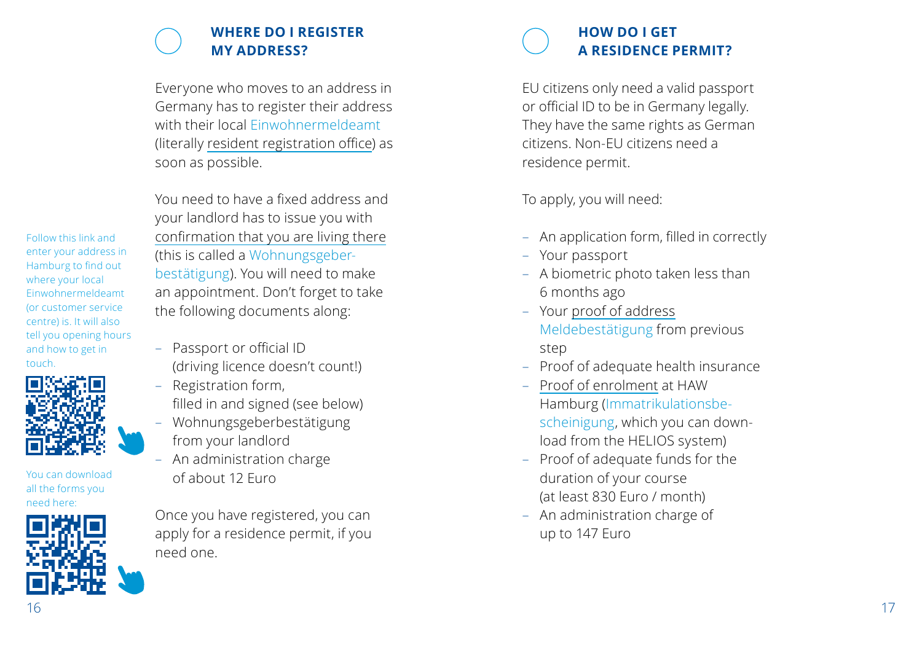## WHERE DO I REGISTER MY ADDRESS?

Everyone who moves to an address in Germany has to register their address with their local Einwohnermeldeamt (literally resident registration office) as soon as possible.

You need to have a fixed address and your landlord has to issue you with confirmation that you are living there (this is called a Wohnungsgeber­bestätigung). You will need to make an appointment. Don't forget to take the following documents along:

- Passport or official ID (driving licence doesn't count!)
- Registration form, filled in and signed (see below)
- Wohnungsgeberbestätigung from your landlord
- An administration charge of about 12 Euro

Once you have registered, you can apply for a residence permit, if you need one.

Follow this link and enter your address in Hamburg to find out where your local Einwohnermeldeamt (or customer service centre) is. It will also tell you opening hours and how to get in touch.

You can download all the forms you need here:

## HOW DO I GET A RESIDENCE PERMIT?

EU citizens only need a valid passport or official ID to be in Germany legally. They have the same rights as German citizens. Non-EU citizens need a residence permit.

To apply, you will need:

- An application form, filled in correctly
- Your passport
- A biometric photo taken less than 6 months ago
- Your proof of address Meldebestätigung from previous step
- Proof of adequate health insurance
- Proof of enrolment at HAW Hamburg (Immatrikulationsbescheinigung, which you can download from the HELIOS system)
- Proof of adequate funds for the duration of your course (at least 830 Euro / month)
- An administration charge of up to 147 Euro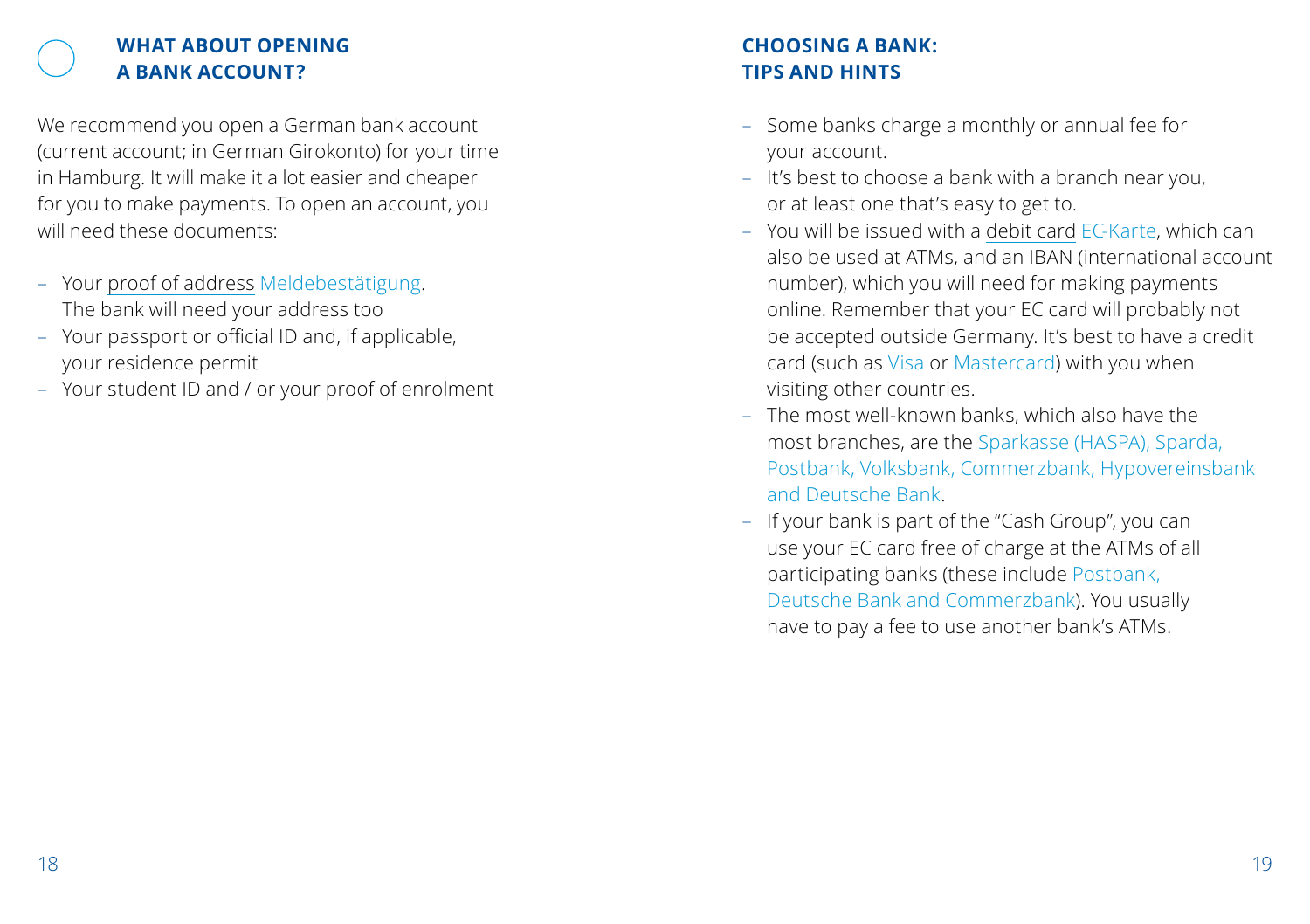## WHAT ABOUT OPENING A BANK ACCOUNT?

We recommend you open a German bank account (current account; in German Girokonto) for your time in Hamburg. It will make it a lot easier and cheaper for you to make payments. To open an account, you will need these documents:

- Your proof of address Meldebestätigung. The bank will need your address too
- Your passport or official ID and, if applicable, your residence permit
- Your student ID and / or your proof of enrolment

## CHOOSING A BANK: TIPS AND HINTS

- Some banks charge a monthly or annual fee for your account.
- It's best to choose a bank with a branch near you, or at least one that's easy to get to.
- You will be issued with a debit card EC-Karte, which can also be used at ATMs, and an IBAN (international account number), which you will need for making payments online. Remember that your EC card will probably not be accepted outside Germany. It's best to have a credit card (such as Visa or Mastercard) with you when visiting other countries.
- The most well-known banks, which also have the most branches, are the Sparkasse (HASPA), Sparda, Postbank, Volksbank, Commerzbank, Hypovereinsbank and Deutsche Bank.
- If your bank is part of the "Cash Group", you can use your EC card free of charge at the ATMs of all participating banks (these include Postbank, Deutsche Bank and Commerzbank). You usually have to pay a fee to use another bank's ATMs.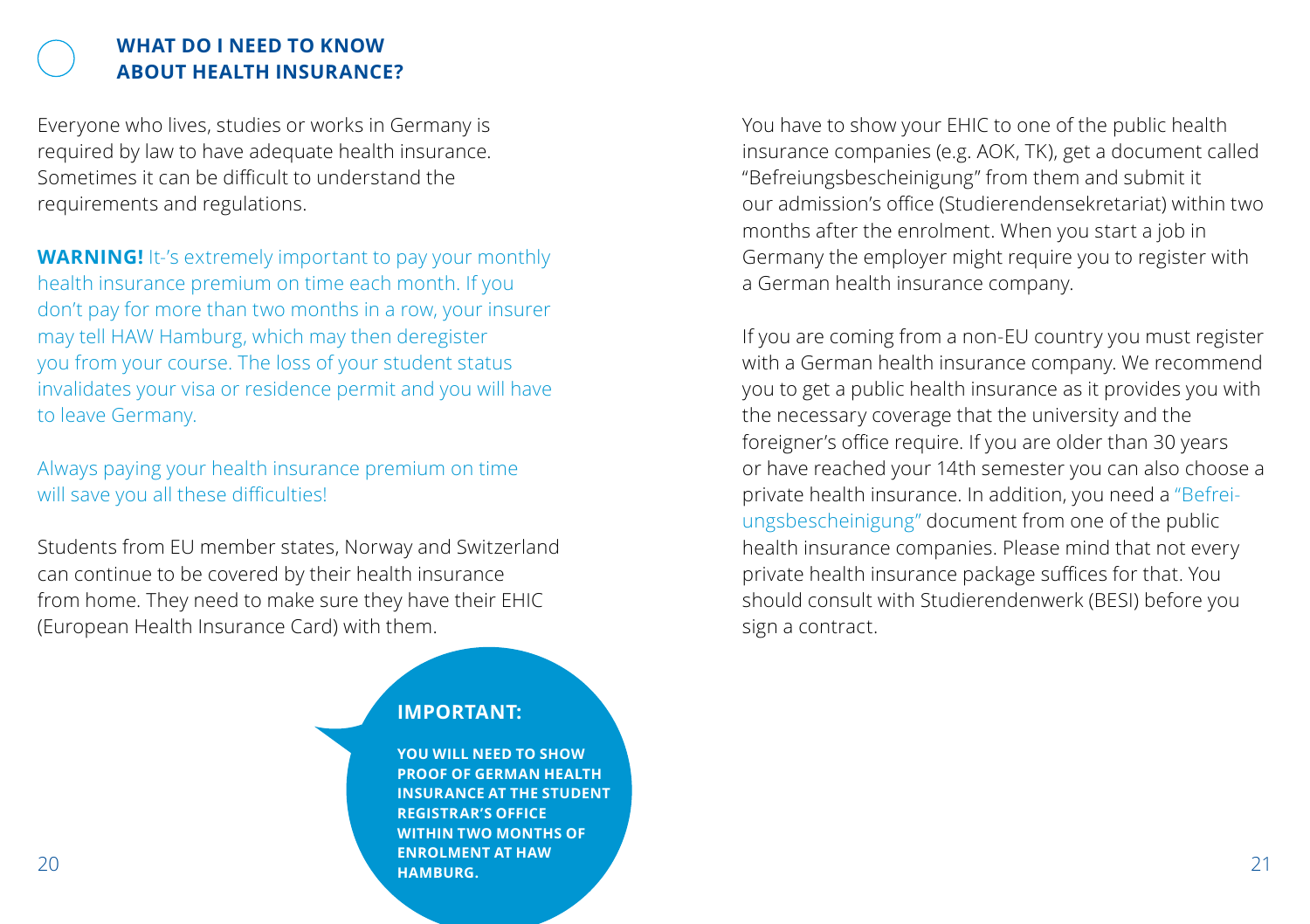## WHAT DO I NEED TO KNOW ABOUT HEALTH INSURANCE?

Everyone who lives, studies or works in Germany is required by law to have adequate health insurance. Sometimes it can be difficult to understand the requirements and regulations.

**WARNING!** It-'s extremely important to pay your monthly health insurance premium on time each month. If you don't pay for more than two months in a row, your insurer may tell HAW Hamburg, which may then deregister you from your course. The loss of your student status invalidates your visa or residence permit and you will have to leave Germany.

Always paying your health insurance premium on time will save you all these difficulties!

Students from EU member states, Norway and Switzerland can continue to be covered by their health insurance from home. They need to make sure they have their EHIC (European Health Insurance Card) with them.

**IMPORTANT:**

**YOU WILL NEED TO SHOW PROOF OF GERMAN HEALTH INSURANCE AT THE STUDENT REGISTRAR'S OFFICE WITHIN TWO MONTHS OF ENROLMENT AT HAW HAMBURG.**

You have to show your EHIC to one of the public health insurance companies (e.g. AOK, TK), get a document called "Befreiungsbescheinigung" from them and submit it our admission's office (Studierendensekretariat) within two months after the enrolment. When you start a job in Germany the employer might require you to register with a German health insurance company.

If you are coming from a non-EU country you must register with a German health insurance company. We recommend you to get a public health insurance as it provides you with the necessary coverage that the university and the foreigner's office require. If you are older than 30 years or have reached your 14th semester you can also choose a private health insurance. In addition, you need a "Befreiungsbescheinigung" document from one of the public health insurance companies. Please mind that not every private health insurance package suffices for that. You should consult with Studierendenwerk (BESI) before you sign a contract.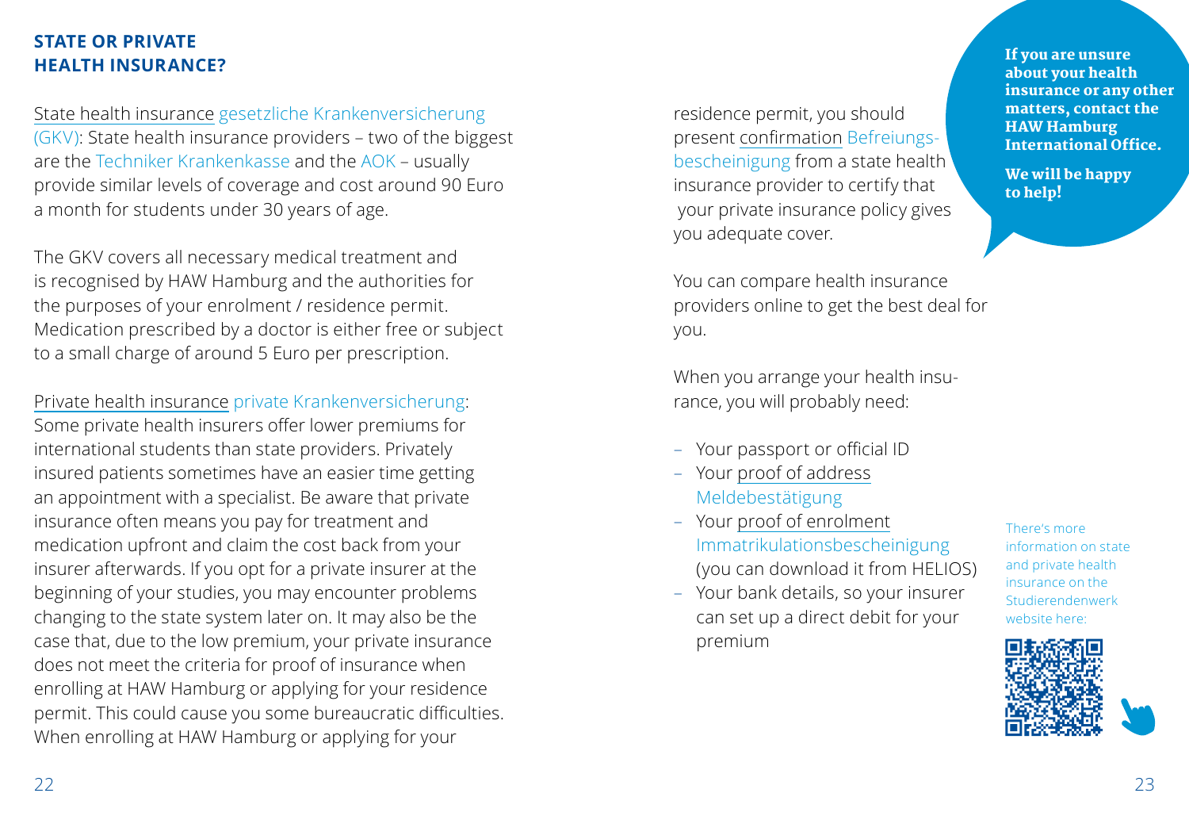## STATE OR PRIVATE HEALTH INSURANCE?

State health insurance gesetzliche Krankenversicherung (GKV): State health insurance providers – two of the biggest are the Techniker Krankenkasse and the AOK – usually provide similar levels of coverage and cost around 90 Euro a month for students under 30 years of age.

The GKV covers all necessary medical treatment and is recognised by HAW Hamburg and the authorities for the purposes of your enrolment / residence permit. Medication prescribed by a doctor is either free or subject to a small charge of around 5 Euro per prescription.

Private health insurance private Krankenversicherung: Some private health insurers offer lower premiums for international students than state providers. Privately insured patients sometimes have an easier time getting an appointment with a specialist. Be aware that private insurance often means you pay for treatment and medication upfront and claim the cost back from your insurer afterwards. If you opt for a private insurer at the beginning of your studies, you may encounter problems changing to the state system later on. It may also be the case that, due to the low premium, your private insurance does not meet the criteria for proof of insurance when enrolling at HAW Hamburg or applying for your residence permit. This could cause you some bureaucratic difficulties. When enrolling at HAW Hamburg or applying for your residence permit, you should present confirmation Befreiungsbescheinigung from a state health insurance provider to certify that your private insurance policy gives you adequate cover.

You can compare health insurance providers online to get the best deal for you.

When you arrange your health insurance, you will probably need:

- Your passport or official ID
- Your proof of address Meldebestätigung
- Your proof of enrolment Immatrikulationsbescheinigung (you can download it from HELIOS)
- Your bank details, so your insurer can set up a direct debit for your premium

**If you are unsure about your health insurance or any other matters, contact the HAW Hamburg International Office.**

**We will be happy to help!**

There's more information on state and private health insurance on the Studierendenwerk website here: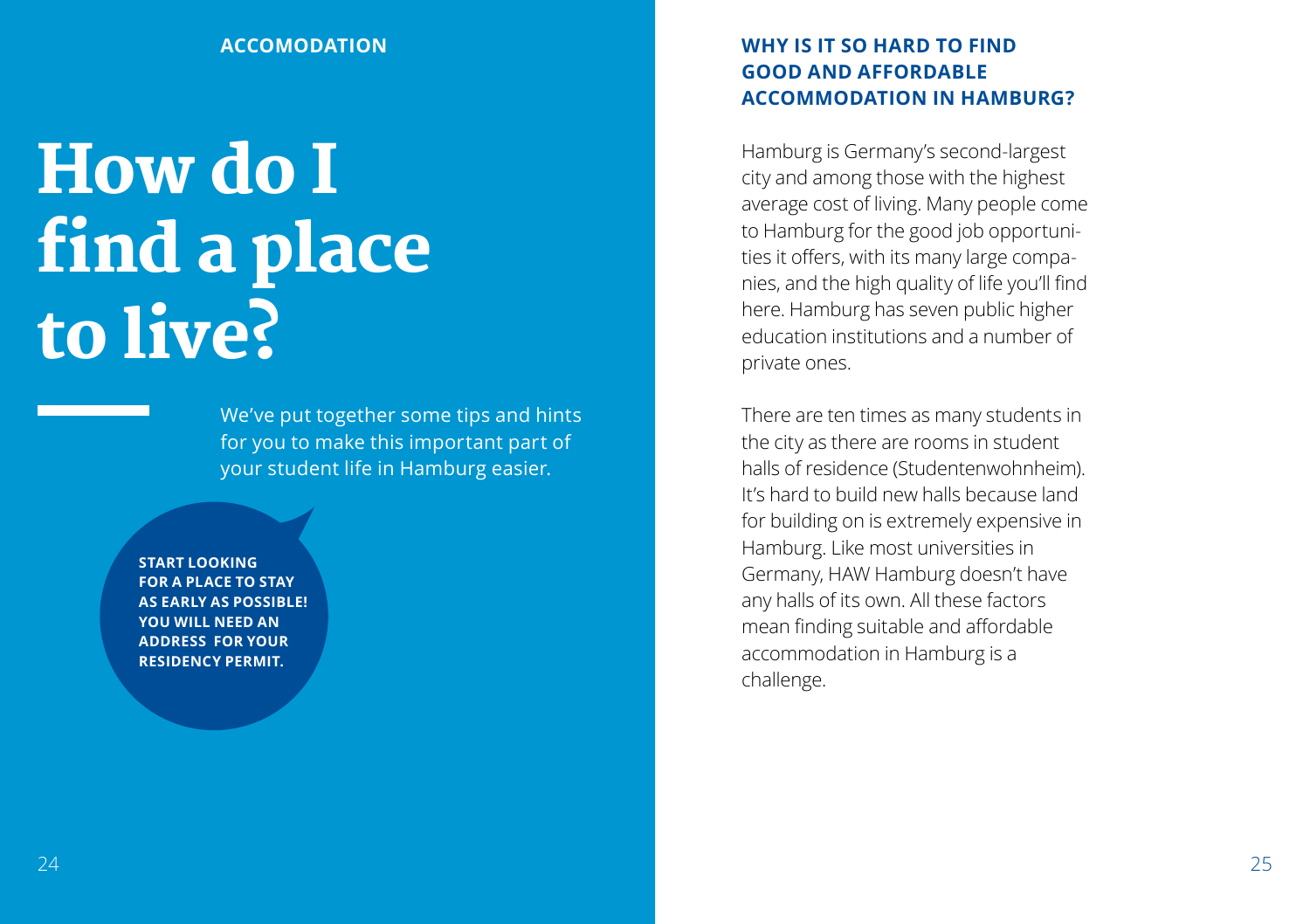ACCOMODATION

# How do I find a place to live?

We've put together some tips and hints for you to make this important part of your student life in Hamburg easier.

**START LOOKING FOR A PLACE TO STAY AS EARLY AS POSSIBLE! YOU WILL NEED AN ADDRESS FOR YOUR RESIDENCY PERMIT.**

## WHY IS IT SO HARD TO FIND GOOD AND AFFORDABLE ACCOMMODATION IN HAMBURG?

Hamburg is Germany's second-largest city and among those with the highest average cost of living. Many people come to Hamburg for the good job opportunities it offers, with its many large companies, and the high quality of life you'll find here. Hamburg has seven public higher education institutions and a number of private ones.

There are ten times as many students in the city as there are rooms in student halls of residence (Studentenwohnheim). It's hard to build new halls because land for building on is extremely expensive in Hamburg. Like most universities in Germany, HAW Hamburg doesn't have any halls of its own. All these factors mean finding suitable and affordable accommodation in Hamburg is a challenge.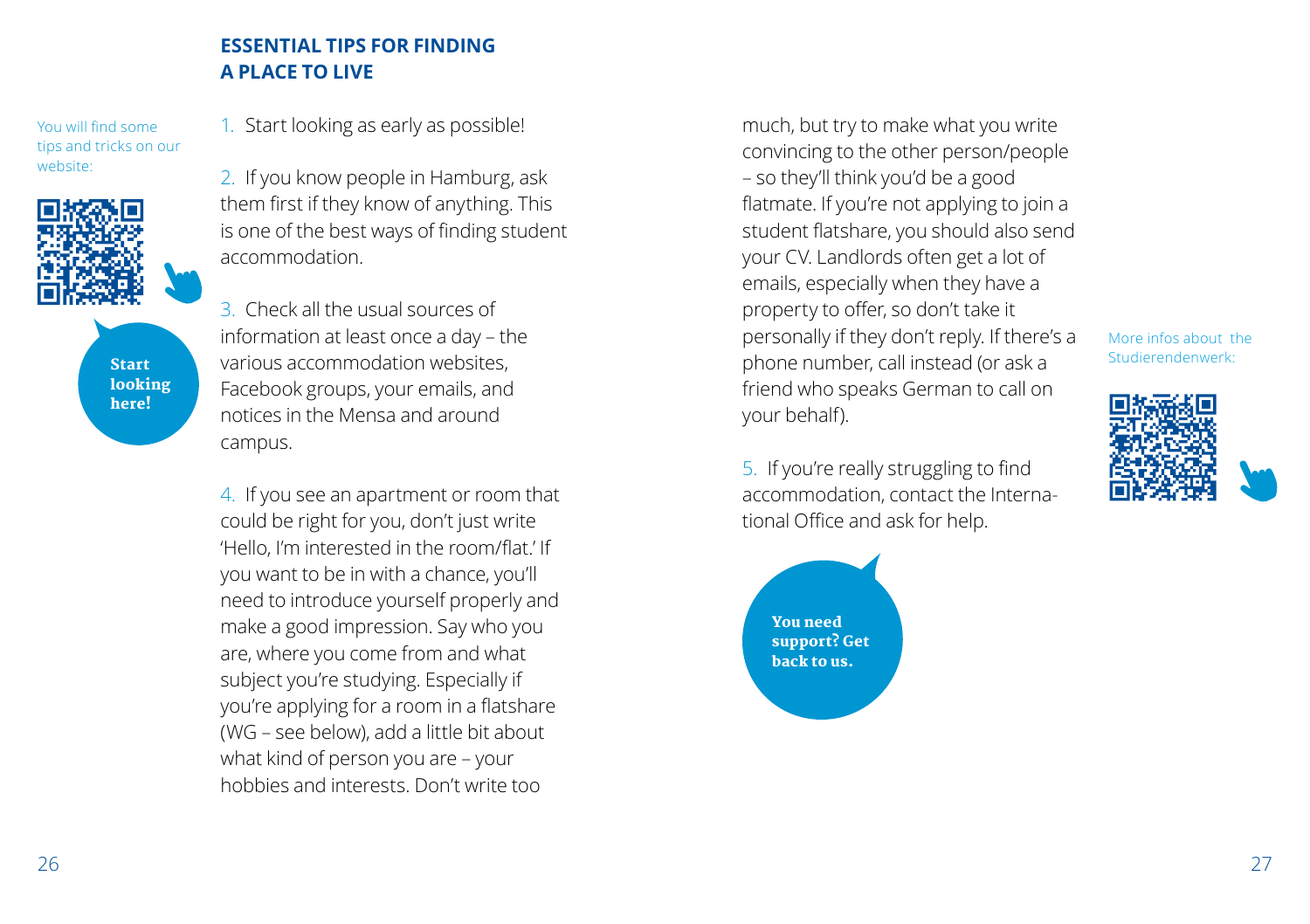## ESSENTIAL TIPS FOR FINDING A PLACE TO LIVE

You will find some tips and tricks on our website:

Start looking here!

1. Start looking as early as possible!

2. If you know people in Hamburg, ask them first if they know of anything. This is one of the best ways of finding student accommodation.

3. Check all the usual sources of information at least once a day – the various accommodation websites, Facebook groups, your emails, and notices in the Mensa and around campus.

4. If you see an apartment or room that could be right for you, don't just write 'Hello, I'm interested in the room/flat.' If you want to be in with a chance, you'll need to introduce yourself properly and make a good impression. Say who you are, where you come from and what subject you're studying. Especially if you're applying for a room in a flatshare (WG – see below), add a little bit about what kind of person you are – your hobbies and interests. Don't write too much, but try to make what you write convincing to the other person/people – so they'll think you'd be a good flatmate. If you're not applying to join a student flatshare, you should also send your CV. Landlords often get a lot of emails, especially when they have a property to offer, so don't take it personally if they don't reply. If there's a phone number, call instead (or ask a friend who speaks German to call on your behalf).

5. If you're really struggling to find accommodation, contact the International Office and ask for help.

You need support? Get back to us.

More infos about the Studierendenwerk: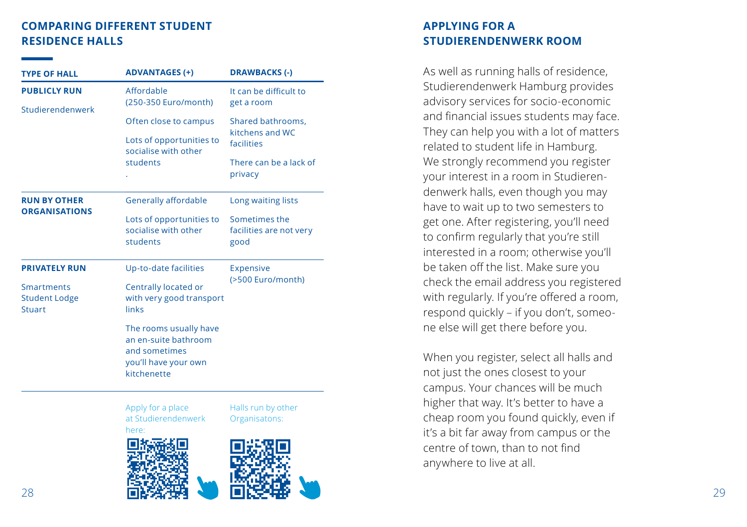## COMPARING DIFFERENT STUDENT RESIDENCE HALLS

| TYPE OF HALL | ADVANTAGES (+) | DRAWBACKS (-) |
|---|---|---|
| **PUBLICLY RUN**<br>Studierendenwerk | Affordable (250-350 Euro/month)<br>Often close to campus<br>Lots of opportunities to socialise with other students<br>. | It can be difficult to get a room<br>Shared bathrooms, kitchens and WC facilities<br>There can be a lack of privacy |
| **RUN BY OTHER ORGANISATIONS** | Generally affordable<br>Lots of opportunities to socialise with other students | Long waiting lists<br>Sometimes the facilities are not very good |
| **PRIVATELY RUN**<br>Smartments<br>Student Lodge<br>Stuart | Up-to-date facilities<br>Centrally located or with very good transport links<br>The rooms usually have an en-suite bathroom and sometimes you'll have your own kitchenette | Expensive (>500 Euro/month) |

Apply for a place at Studierendenwerk here:

Halls run by other Organisatons:

## APPLYING FOR A STUDIERENDENWERK ROOM

As well as running halls of residence, Studierendenwerk Hamburg provides advisory services for socio-economic and financial issues students may face. They can help you with a lot of matters related to student life in Hamburg. We strongly recommend you register your interest in a room in Studierendenwerk halls, even though you may have to wait up to two semesters to get one. After registering, you'll need to confirm regularly that you're still interested in a room; otherwise you'll be taken off the list. Make sure you check the email address you registered with regularly. If you're offered a room, respond quickly – if you don't, someone else will get there before you.

When you register, select all halls and not just the ones closest to your campus. Your chances will be much higher that way. It's better to have a cheap room you found quickly, even if it's a bit far away from campus or the centre of town, than to not find anywhere to live at all.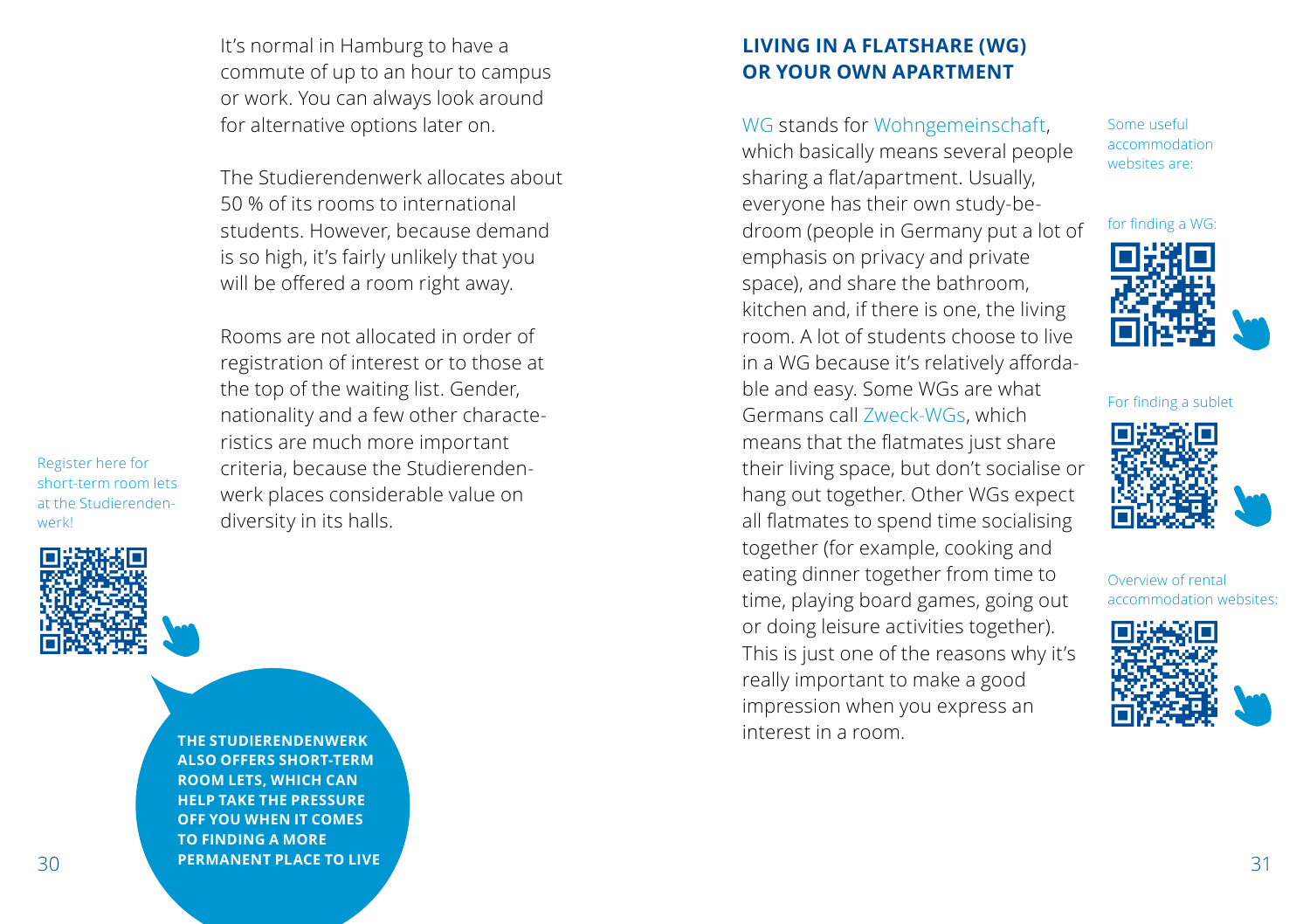It's normal in Hamburg to have a commute of up to an hour to campus or work. You can always look around for alternative options later on.

The Studierendenwerk allocates about 50 % of its rooms to international students. However, because demand is so high, it's fairly unlikely that you will be offered a room right away.

Rooms are not allocated in order of registration of interest or to those at the top of the waiting list. Gender, nationality and a few other characteristics are much more important criteria, because the Studierendenwerk places considerable value on diversity in its halls.

Register here for short-term room lets at the Studierendenwerk!

**THE STUDIERENDENWERK ALSO OFFERS SHORT-TERM ROOM LETS, WHICH CAN HELP TAKE THE PRESSURE OFF YOU WHEN IT COMES TO FINDING A MORE PERMANENT PLACE TO LIVE**

## LIVING IN A FLATSHARE (WG) OR YOUR OWN APARTMENT

WG stands for Wohngemeinschaft, which basically means several people sharing a flat/apartment. Usually, everyone has their own study-bedroom (people in Germany put a lot of emphasis on privacy and private space), and share the bathroom, kitchen and, if there is one, the living room. A lot of students choose to live in a WG because it's relatively affordable and easy. Some WGs are what Germans call Zweck-WGs, which means that the flatmates just share their living space, but don't socialise or hang out together. Other WGs expect all flatmates to spend time socialising together (for example, cooking and eating dinner together from time to time, playing board games, going out or doing leisure activities together). This is just one of the reasons why it's really important to make a good impression when you express an interest in a room.

Some useful accommodation websites are:

for finding a WG:

For finding a sublet

Overview of rental accommodation websites: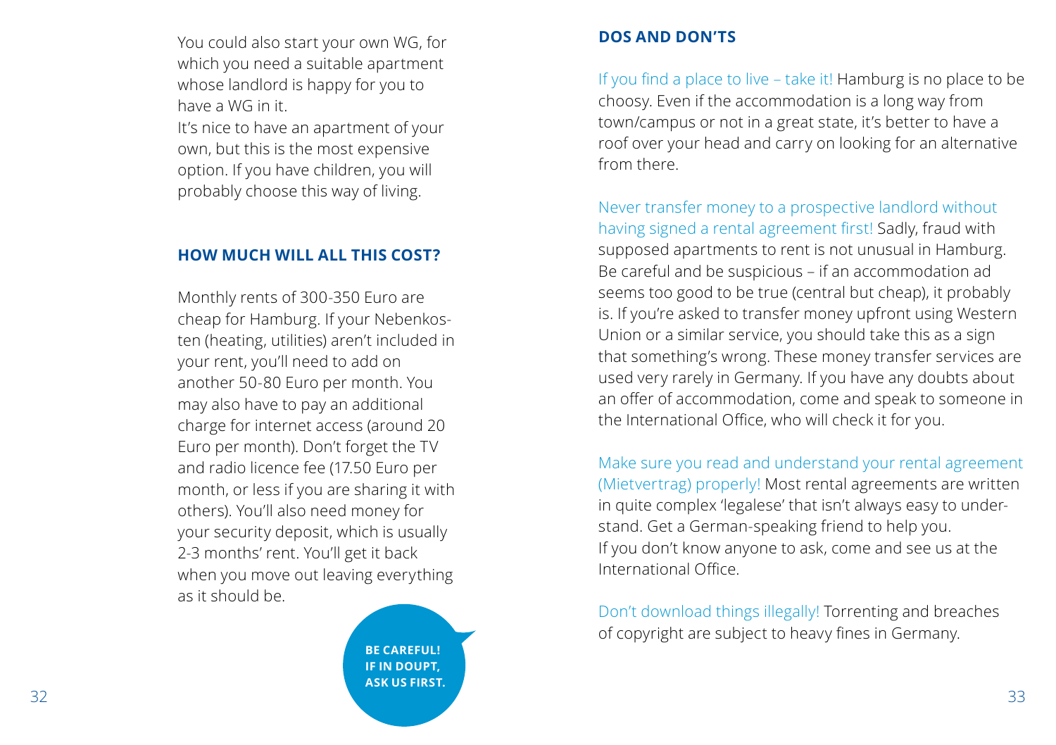You could also start your own WG, for which you need a suitable apartment whose landlord is happy for you to have a WG in it.
It's nice to have an apartment of your own, but this is the most expensive option. If you have children, you will probably choose this way of living.

## HOW MUCH WILL ALL THIS COST?

Monthly rents of 300-350 Euro are cheap for Hamburg. If your Nebenkosten (heating, utilities) aren't included in your rent, you'll need to add on another 50-80 Euro per month. You may also have to pay an additional charge for internet access (around 20 Euro per month). Don't forget the TV and radio licence fee (17.50 Euro per month, or less if you are sharing it with others). You'll also need money for your security deposit, which is usually 2-3 months' rent. You'll get it back when you move out leaving everything as it should be.

**BE CAREFUL! IF IN DOUPT, ASK US FIRST.**

## DOS AND DON'TS

If you find a place to live – take it! Hamburg is no place to be choosy. Even if the accommodation is a long way from town/campus or not in a great state, it's better to have a roof over your head and carry on looking for an alternative from there.

Never transfer money to a prospective landlord without having signed a rental agreement first! Sadly, fraud with supposed apartments to rent is not unusual in Hamburg. Be careful and be suspicious – if an accommodation ad seems too good to be true (central but cheap), it probably is. If you're asked to transfer money upfront using Western Union or a similar service, you should take this as a sign that something's wrong. These money transfer services are used very rarely in Germany. If you have any doubts about an offer of accommodation, come and speak to someone in the International Office, who will check it for you.

Make sure you read and understand your rental agreement (Mietvertrag) properly! Most rental agreements are written in quite complex 'legalese' that isn't always easy to understand. Get a German-speaking friend to help you.
If you don't know anyone to ask, come and see us at the International Office.

Don't download things illegally! Torrenting and breaches of copyright are subject to heavy fines in Germany.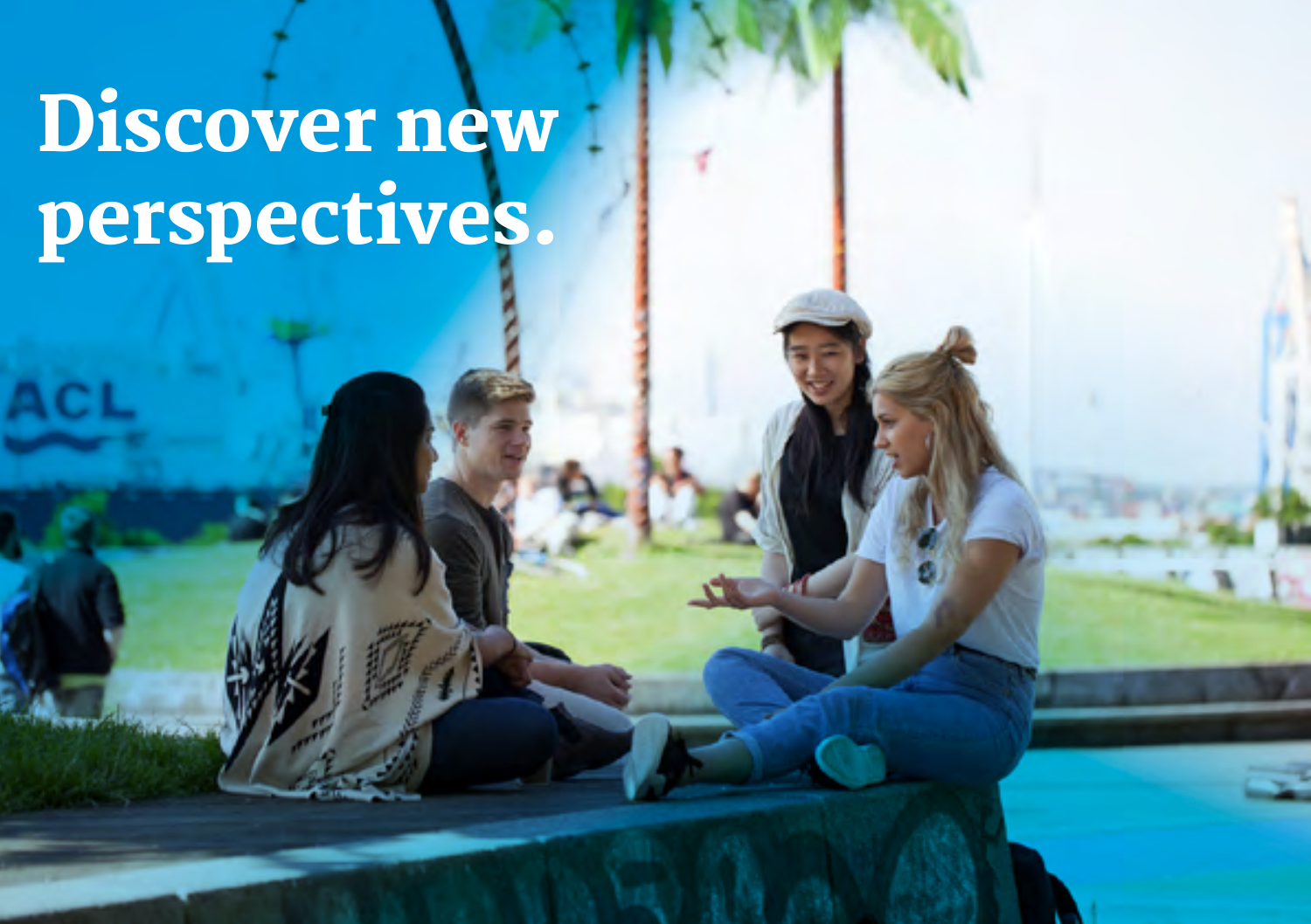# Discover new perspectives.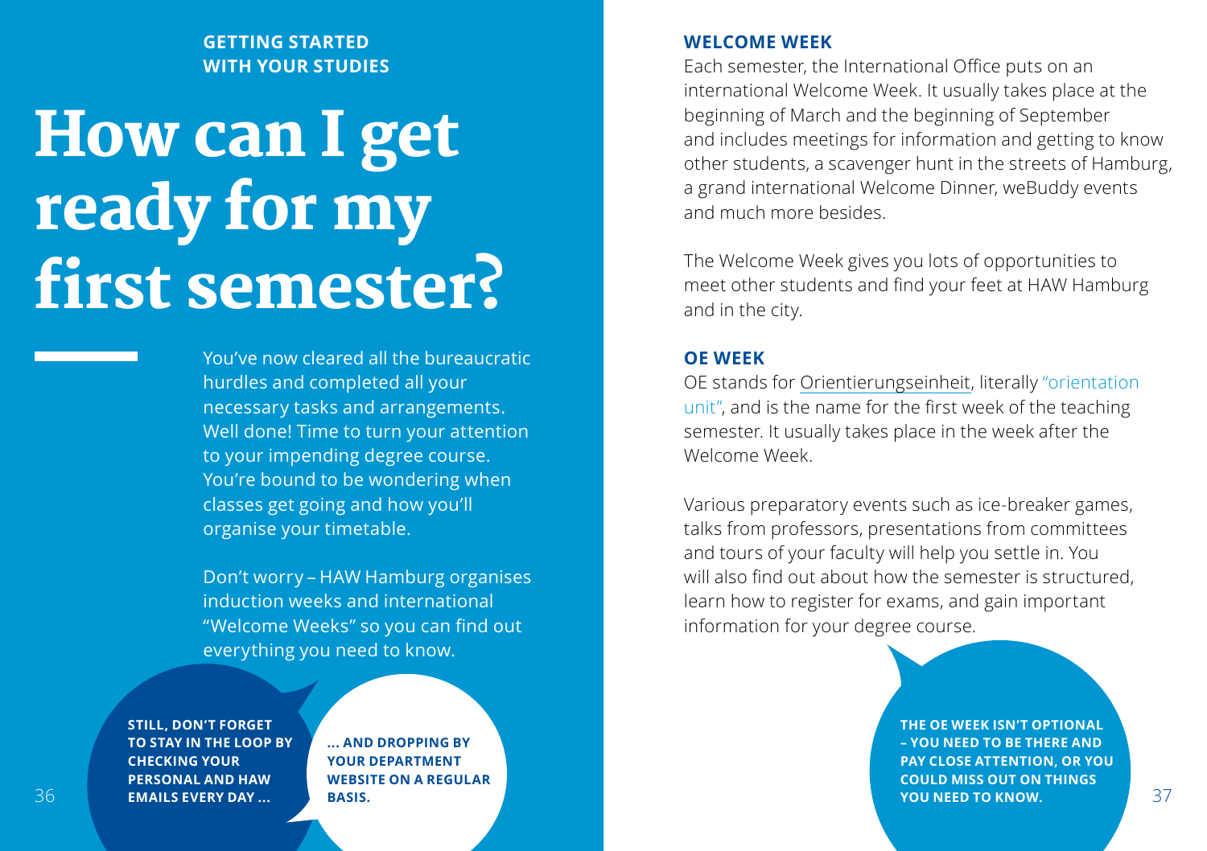**GETTING STARTED WITH YOUR STUDIES**

# How can I get ready for my first semester?

You've now cleared all the bureaucratic hurdles and completed all your necessary tasks and arrangements. Well done! Time to turn your attention to your impending degree course. You're bound to be wondering when classes get going and how you'll organise your timetable.

Don't worry – HAW Hamburg organises induction weeks and international "Welcome Weeks" so you can find out everything you need to know.

**STILL, DON'T FORGET TO STAY IN THE LOOP BY CHECKING YOUR PERSONAL AND HAW EMAILS EVERY DAY ...**

**... AND DROPPING BY YOUR DEPARTMENT WEBSITE ON A REGULAR BASIS.**

## WELCOME WEEK

Each semester, the International Office puts on an international Welcome Week. It usually takes place at the beginning of March and the beginning of September and includes meetings for information and getting to know other students, a scavenger hunt in the streets of Hamburg, a grand international Welcome Dinner, weBuddy events and much more besides.

The Welcome Week gives you lots of opportunities to meet other students and find your feet at HAW Hamburg and in the city.

## OE WEEK

OE stands for Orientierungseinheit, literally "orientation unit", and is the name for the first week of the teaching semester. It usually takes place in the week after the Welcome Week.

Various preparatory events such as ice-breaker games, talks from professors, presentations from committees and tours of your faculty will help you settle in. You will also find out about how the semester is structured, learn how to register for exams, and gain important information for your degree course.

**THE OE WEEK ISN'T OPTIONAL – YOU NEED TO BE THERE AND PAY CLOSE ATTENTION, OR YOU COULD MISS OUT ON THINGS YOU NEED TO KNOW.**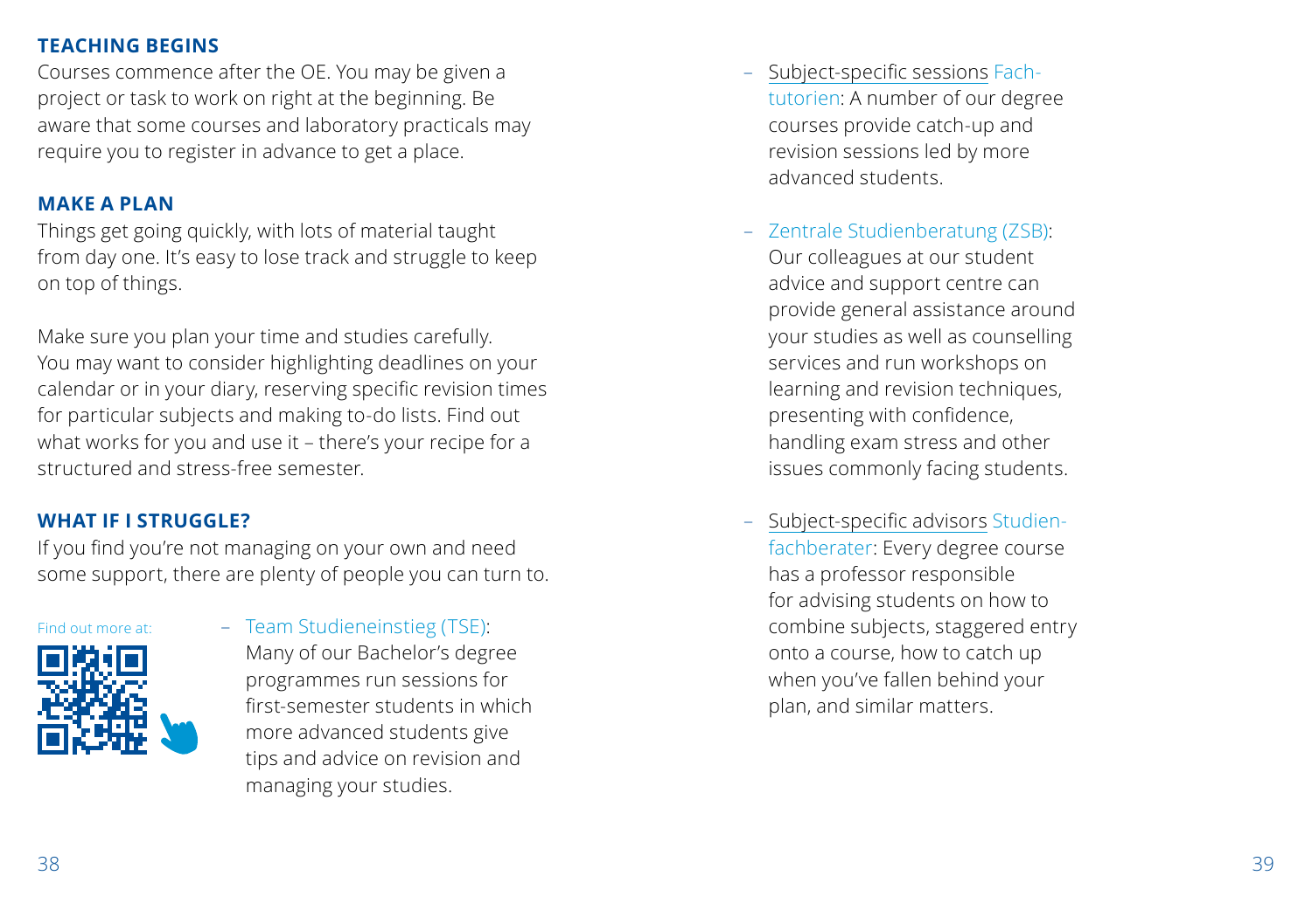## TEACHING BEGINS

Courses commence after the OE. You may be given a project or task to work on right at the beginning. Be aware that some courses and laboratory practicals may require you to register in advance to get a place.

## MAKE A PLAN

Things get going quickly, with lots of material taught from day one. It's easy to lose track and struggle to keep on top of things.

Make sure you plan your time and studies carefully. You may want to consider highlighting deadlines on your calendar or in your diary, reserving specific revision times for particular subjects and making to-do lists. Find out what works for you and use it – there's your recipe for a structured and stress-free semester.

## WHAT IF I STRUGGLE?

If you find you're not managing on your own and need some support, there are plenty of people you can turn to.

Find out more at:

- Team Studieneinstieg (TSE): Many of our Bachelor's degree programmes run sessions for first-semester students in which more advanced students give tips and advice on revision and managing your studies.
- Subject-specific sessions Fachtutorien: A number of our degree courses provide catch-up and revision sessions led by more advanced students.
- Zentrale Studienberatung (ZSB): Our colleagues at our student advice and support centre can provide general assistance around your studies as well as counselling services and run workshops on learning and revision techniques, presenting with confidence, handling exam stress and other issues commonly facing students.
- Subject-specific advisors Studienfachberater: Every degree course has a professor responsible for advising students on how to combine subjects, staggered entry onto a course, how to catch up when you've fallen behind your plan, and similar matters.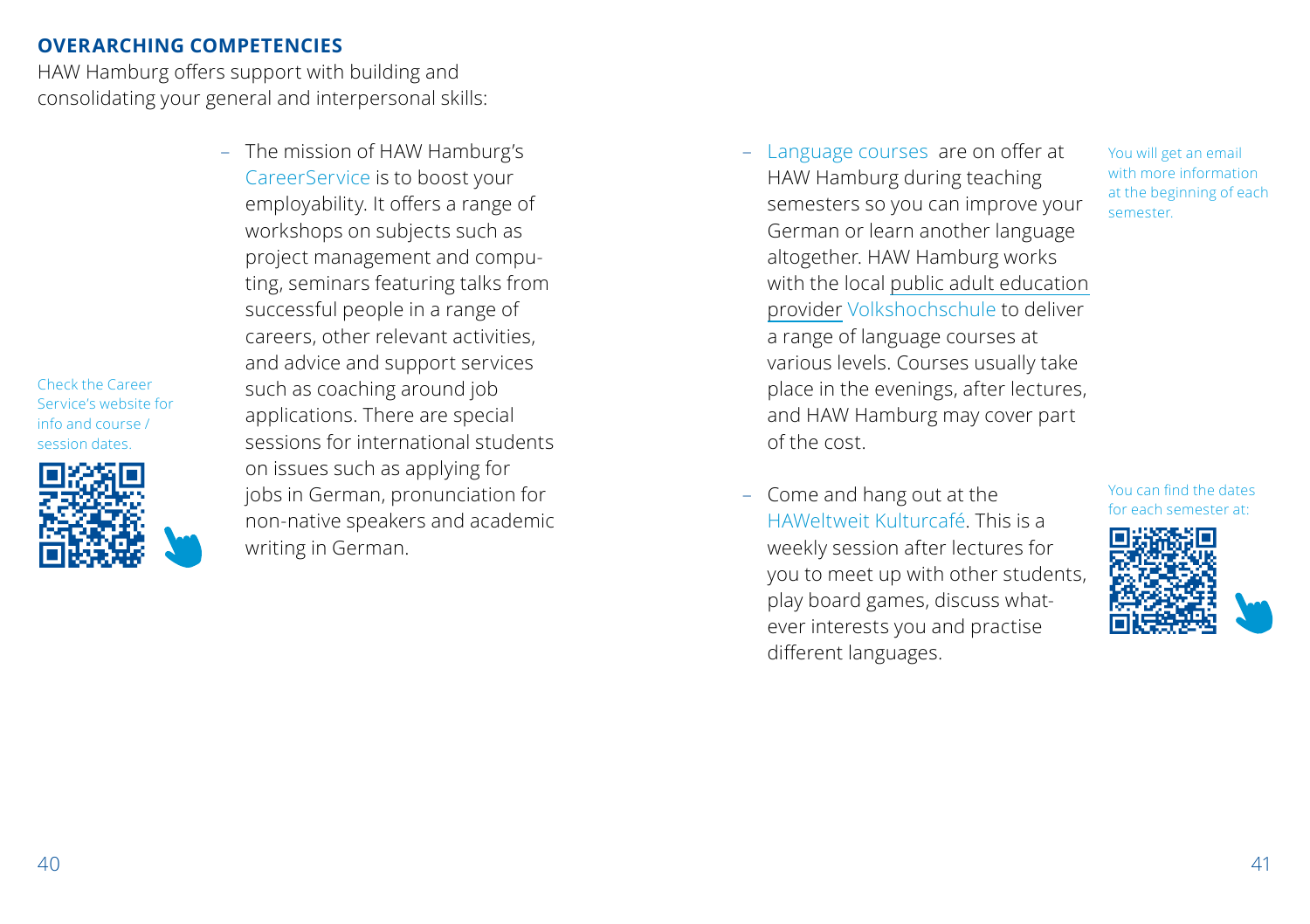**OVERARCHING COMPETENCIES**

HAW Hamburg offers support with building and consolidating your general and interpersonal skills:

- The mission of HAW Hamburg's CareerService is to boost your employability. It offers a range of workshops on subjects such as project management and computing, seminars featuring talks from successful people in a range of careers, other relevant activities, and advice and support services such as coaching around job applications. There are special sessions for international students on issues such as applying for jobs in German, pronunciation for non-native speakers and academic writing in German.

Check the Career Service's website for info and course / session dates.

- Language courses are on offer at HAW Hamburg during teaching semesters so you can improve your German or learn another language altogether. HAW Hamburg works with the local public adult education provider Volkshochschule to deliver a range of language courses at various levels. Courses usually take place in the evenings, after lectures, and HAW Hamburg may cover part of the cost.

You will get an email with more information at the beginning of each semester.

- Come and hang out at the HAWeltweit Kulturcafé. This is a weekly session after lectures for you to meet up with other students, play board games, discuss whatever interests you and practise different languages.

You can find the dates for each semester at: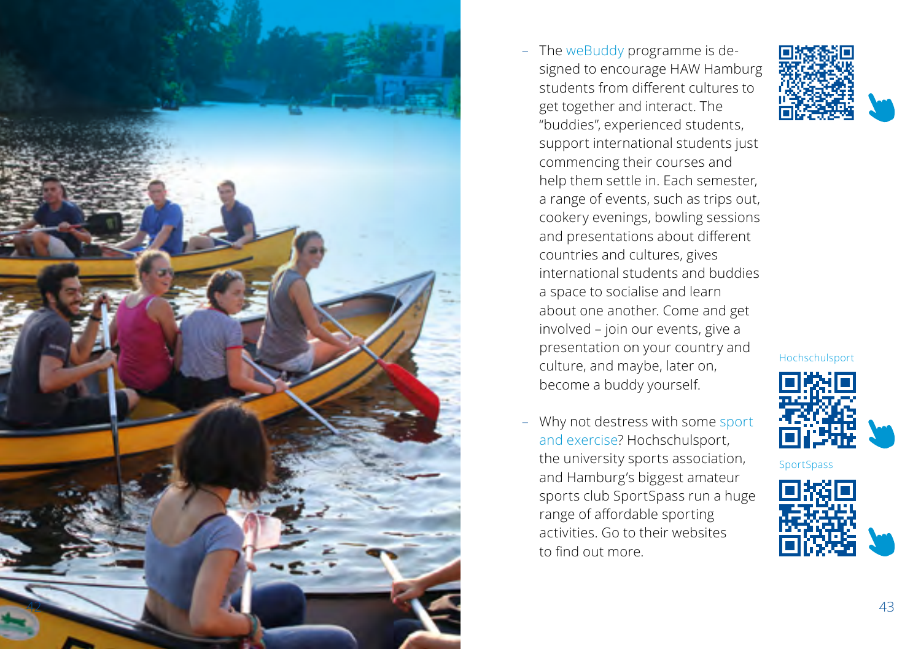- The weBuddy programme is designed to encourage HAW Hamburg students from different cultures to get together and interact. The "buddies", experienced students, support international students just commencing their courses and help them settle in. Each semester, a range of events, such as trips out, cookery evenings, bowling sessions and presentations about different countries and cultures, gives international students and buddies a space to socialise and learn about one another. Come and get involved – join our events, give a presentation on your country and culture, and maybe, later on, become a buddy yourself.

- Why not destress with some sport and exercise? Hochschulsport, the university sports association, and Hamburg's biggest amateur sports club SportSpass run a huge range of affordable sporting activities. Go to their websites to find out more.

Hochschulsport

SportSpass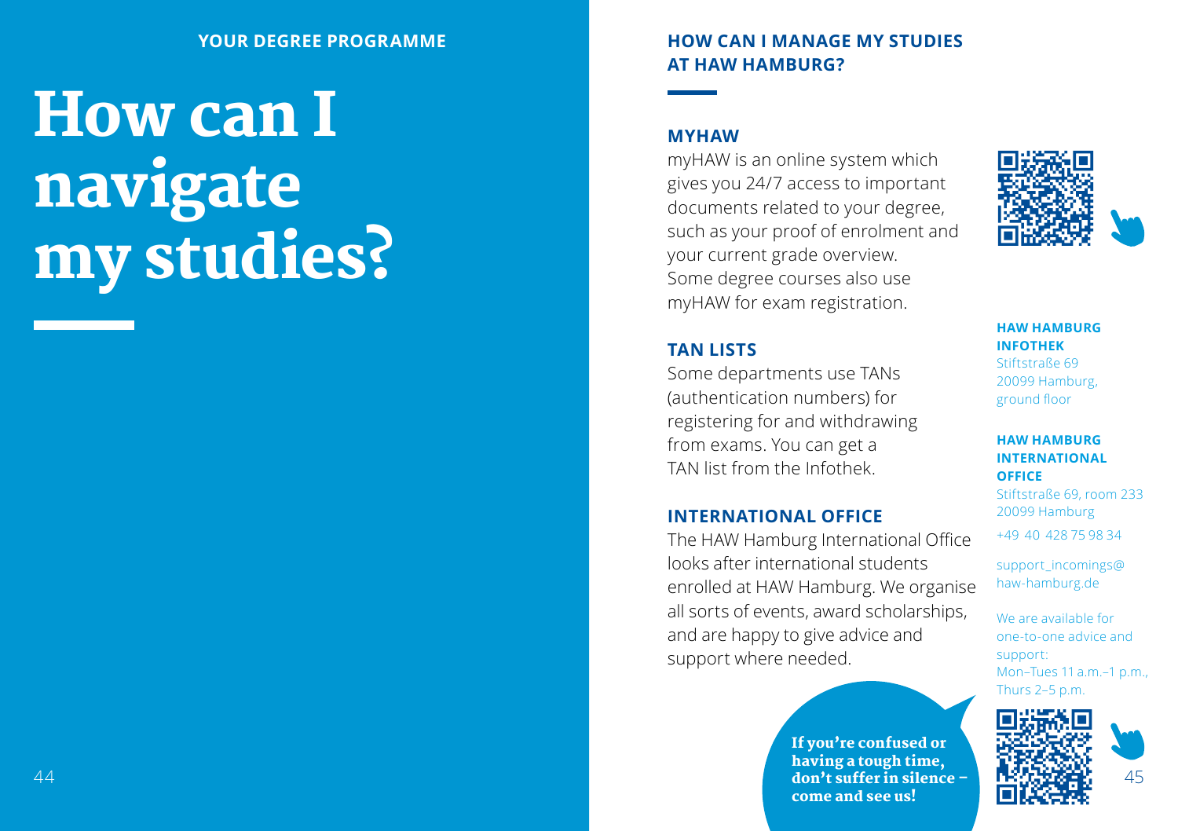YOUR DEGREE PROGRAMME

# How can I navigate my studies?

## HOW CAN I MANAGE MY STUDIES AT HAW HAMBURG?

### MYHAW

myHAW is an online system which gives you 24/7 access to important documents related to your degree, such as your proof of enrolment and your current grade overview. Some degree courses also use myHAW for exam registration.

### TAN LISTS

Some departments use TANs (authentication numbers) for registering for and withdrawing from exams. You can get a TAN list from the Infothek.

### INTERNATIONAL OFFICE

The HAW Hamburg International Office looks after international students enrolled at HAW Hamburg. We organise all sorts of events, award scholarships, and are happy to give advice and support where needed.

**If you're confused or having a tough time, don't suffer in silence – come and see us!**

**HAW HAMBURG INFOTHEK**
Stiftstraße 69
20099 Hamburg,
ground floor

**HAW HAMBURG INTERNATIONAL OFFICE**
Stiftstraße 69, room 233
20099 Hamburg

+49 40 428 75 98 34

support_incomings@haw-hamburg.de

We are available for one-to-one advice and support:
Mon–Tues 11 a.m.–1 p.m.,
Thurs 2–5 p.m.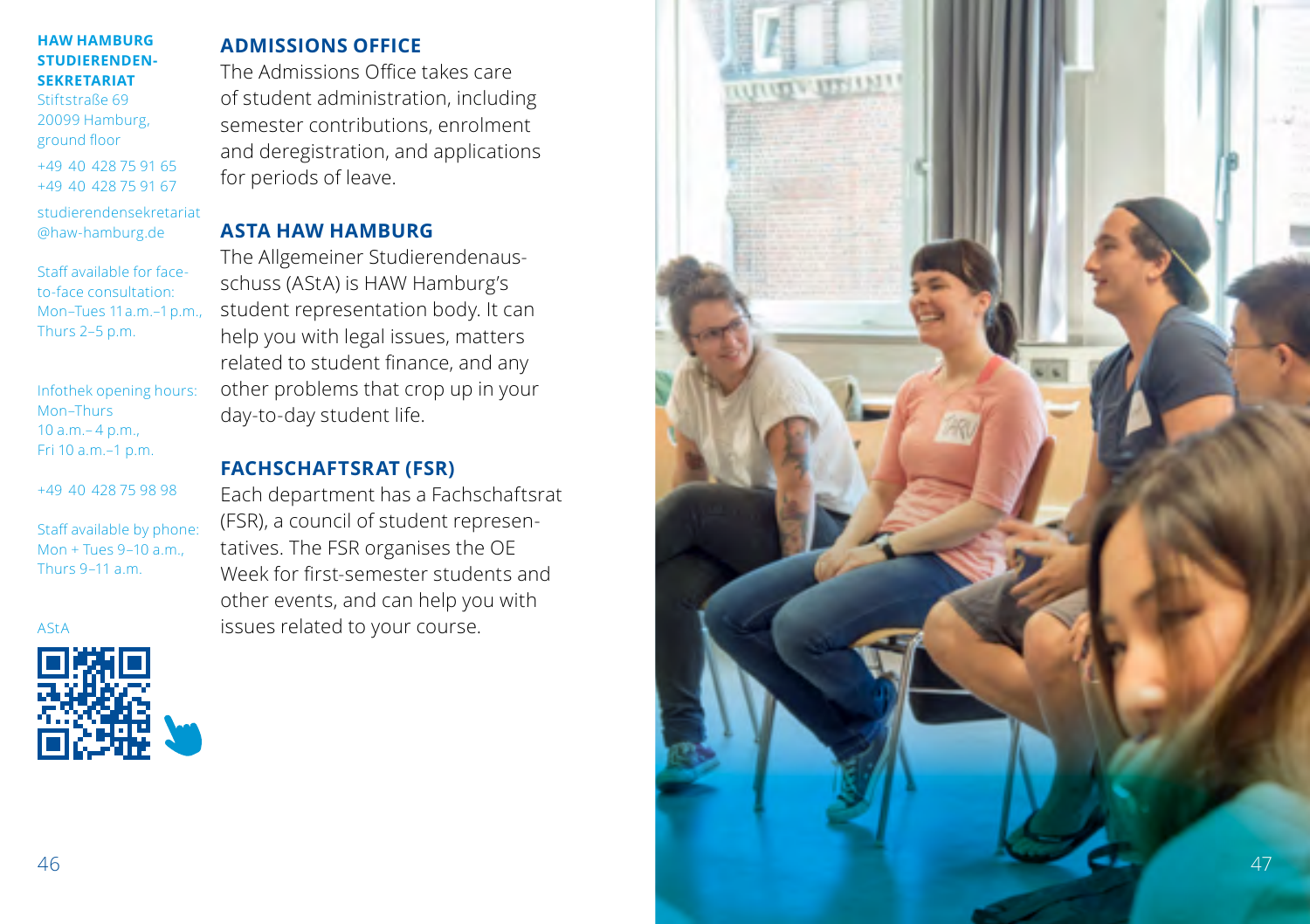**HAW HAMBURG STUDIERENDEN-SEKRETARIAT**
Stiftstraße 69
20099 Hamburg,
ground floor

+49 40 428 75 91 65
+49 40 428 75 91 67

studierendensekretariat@haw-hamburg.de

Staff available for face-to-face consultation:
Mon–Tues 11 a.m.–1 p.m.,
Thurs 2–5 p.m.

Infothek opening hours:
Mon–Thurs
10 a.m.– 4 p.m.,
Fri 10 a.m.–1 p.m.

+49 40 428 75 98 98

Staff available by phone:
Mon + Tues 9–10 a.m.,
Thurs 9–11 a.m.

AStA

## ADMISSIONS OFFICE

The Admissions Office takes care of student administration, including semester contributions, enrolment and deregistration, and applications for periods of leave.

## ASTA HAW HAMBURG

The Allgemeiner Studierendenausschuss (AStA) is HAW Hamburg's student representation body. It can help you with legal issues, matters related to student finance, and any other problems that crop up in your day-to-day student life.

## FACHSCHAFTSRAT (FSR)

Each department has a Fachschaftsrat (FSR), a council of student representatives. The FSR organises the OE Week for first-semester students and other events, and can help you with issues related to your course.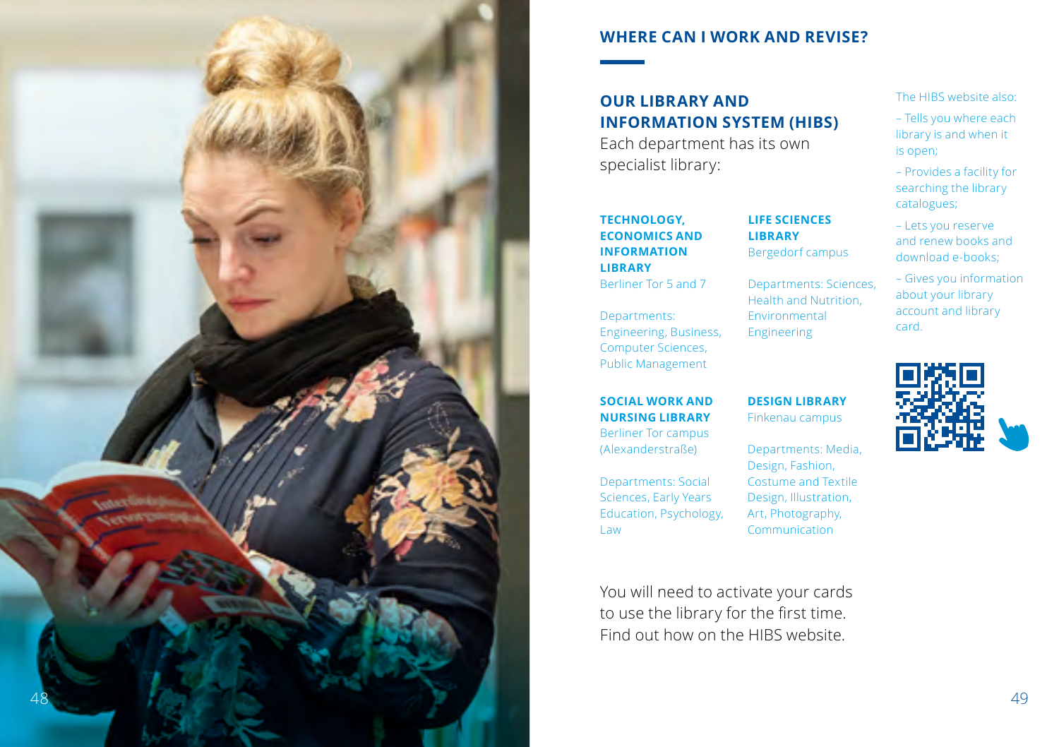## WHERE CAN I WORK AND REVISE?

### OUR LIBRARY AND INFORMATION SYSTEM (HIBS)

Each department has its own specialist library:

**TECHNOLOGY, ECONOMICS AND INFORMATION LIBRARY**
Berliner Tor 5 and 7

Departments: Engineering, Business, Computer Sciences, Public Management

**LIFE SCIENCES LIBRARY**
Bergedorf campus

Departments: Sciences, Health and Nutrition, Environmental Engineering

**SOCIAL WORK AND NURSING LIBRARY**
Berliner Tor campus (Alexanderstraße)

Departments: Social Sciences, Early Years Education, Psychology, Law

**DESIGN LIBRARY**
Finkenau campus

Departments: Media, Design, Fashion, Costume and Textile Design, Illustration, Art, Photography, Communication

You will need to activate your cards to use the library for the first time. Find out how on the HIBS website.

The HIBS website also:

- Tells you where each library is and when it is open;
- Provides a facility for searching the library catalogues;
- Lets you reserve and renew books and download e-books;
- Gives you information about your library account and library card.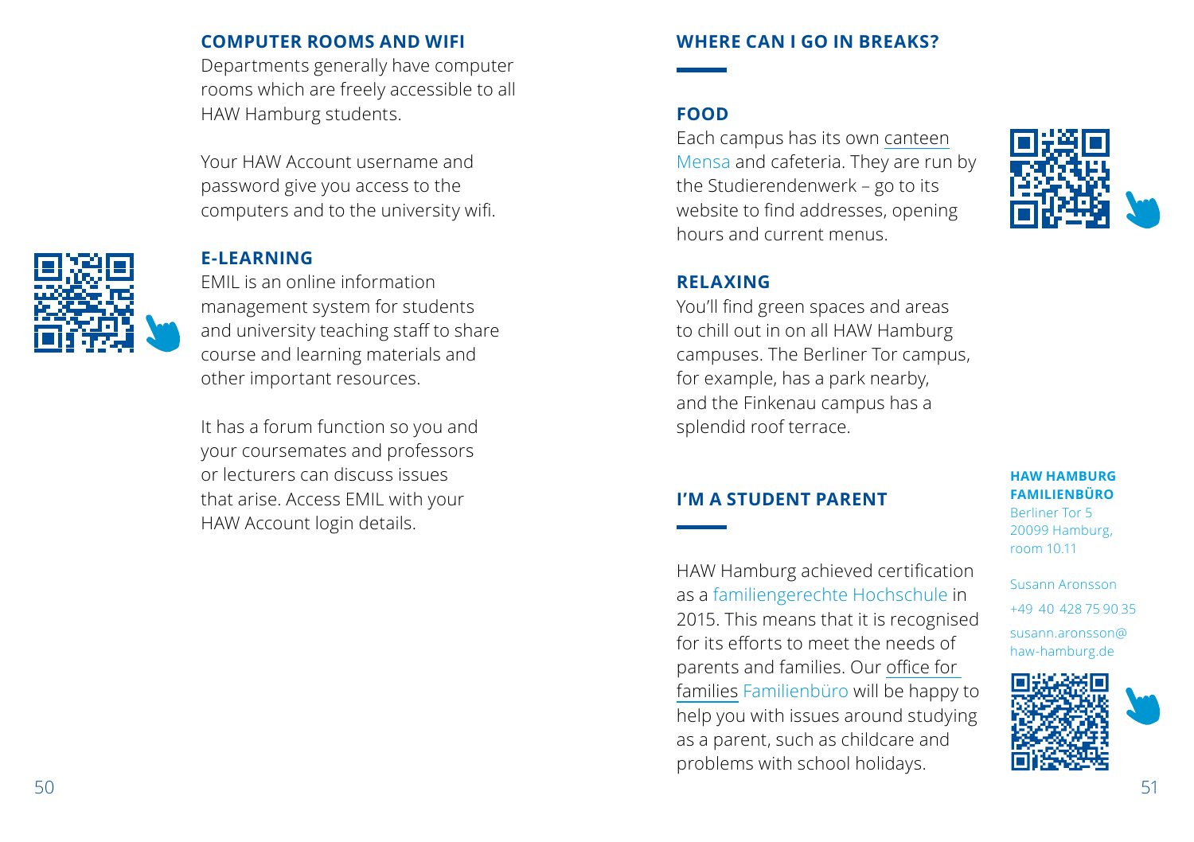## COMPUTER ROOMS AND WIFI

Departments generally have computer rooms which are freely accessible to all HAW Hamburg students.

Your HAW Account username and password give you access to the computers and to the university wifi.

## E-LEARNING

EMIL is an online information management system for students and university teaching staff to share course and learning materials and other important resources.

It has a forum function so you and your coursemates and professors or lecturers can discuss issues that arise. Access EMIL with your HAW Account login details.

## WHERE CAN I GO IN BREAKS?

### FOOD

Each campus has its own canteen Mensa and cafeteria. They are run by the Studierendenwerk – go to its website to find addresses, opening hours and current menus.

### RELAXING

You'll find green spaces and areas to chill out in on all HAW Hamburg campuses. The Berliner Tor campus, for example, has a park nearby, and the Finkenau campus has a splendid roof terrace.

## I'M A STUDENT PARENT

HAW Hamburg achieved certification as a familiengerechte Hochschule in 2015. This means that it is recognised for its efforts to meet the needs of parents and families. Our office for families Familienbüro will be happy to help you with issues around studying as a parent, such as childcare and problems with school holidays.

**HAW HAMBURG FAMILIENBÜRO**
Berliner Tor 5
20099 Hamburg,
room 10.11

Susann Aronsson
+49 40 428 75 90 35
susann.aronsson@haw-hamburg.de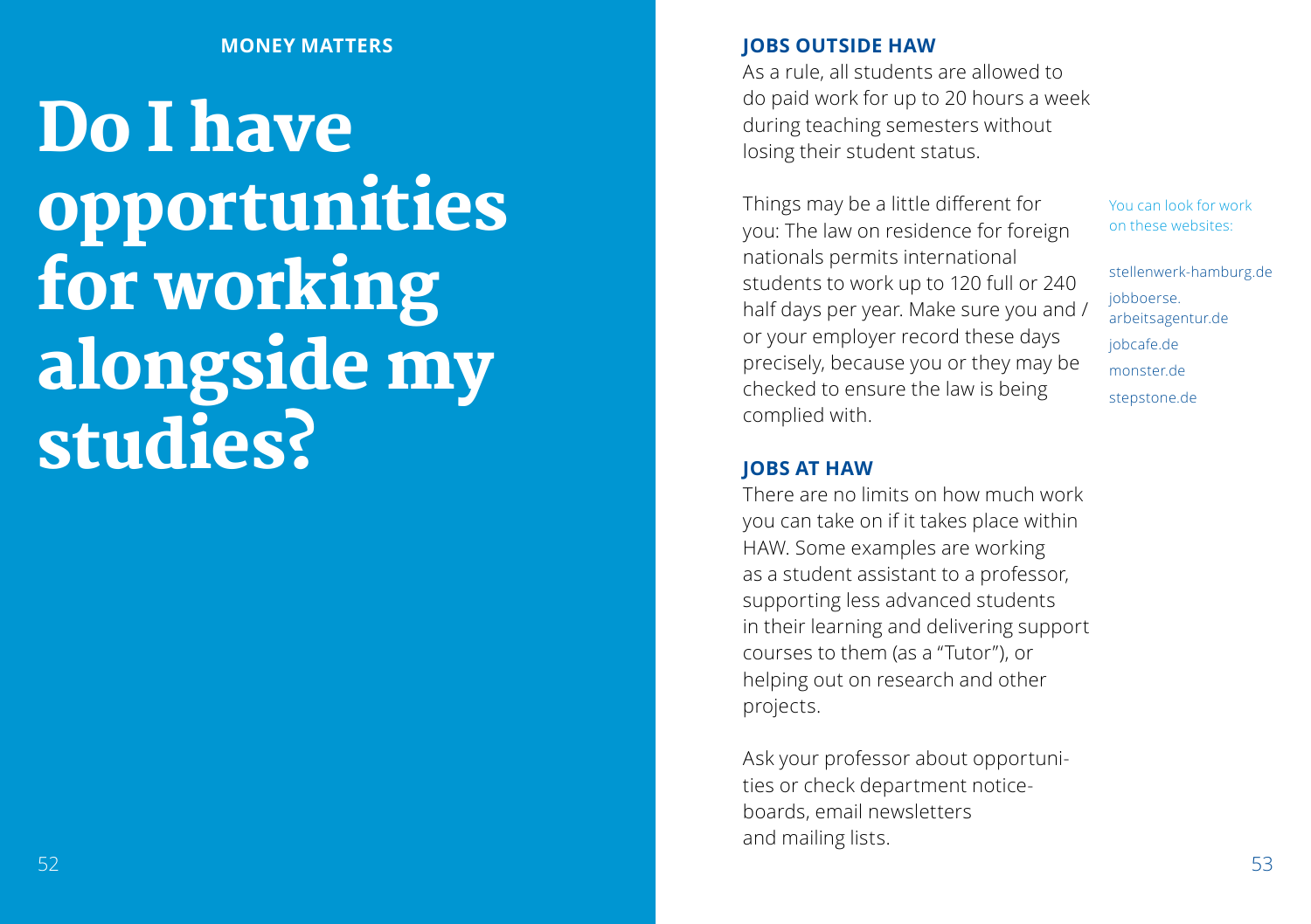**MONEY MATTERS**

# Do I have opportunities for working alongside my studies?

## JOBS OUTSIDE HAW

As a rule, all students are allowed to do paid work for up to 20 hours a week during teaching semesters without losing their student status.

Things may be a little different for you: The law on residence for foreign nationals permits international students to work up to 120 full or 240 half days per year. Make sure you and / or your employer record these days precisely, because you or they may be checked to ensure the law is being complied with.

You can look for work on these websites:

- stellenwerk-hamburg.de
- jobboerse.arbeitsagentur.de
- jobcafe.de
- monster.de
- stepstone.de

## JOBS AT HAW

There are no limits on how much work you can take on if it takes place within HAW. Some examples are working as a student assistant to a professor, supporting less advanced students in their learning and delivering support courses to them (as a "Tutor"), or helping out on research and other projects.

Ask your professor about opportunities or check department noticeboards, email newsletters and mailing lists.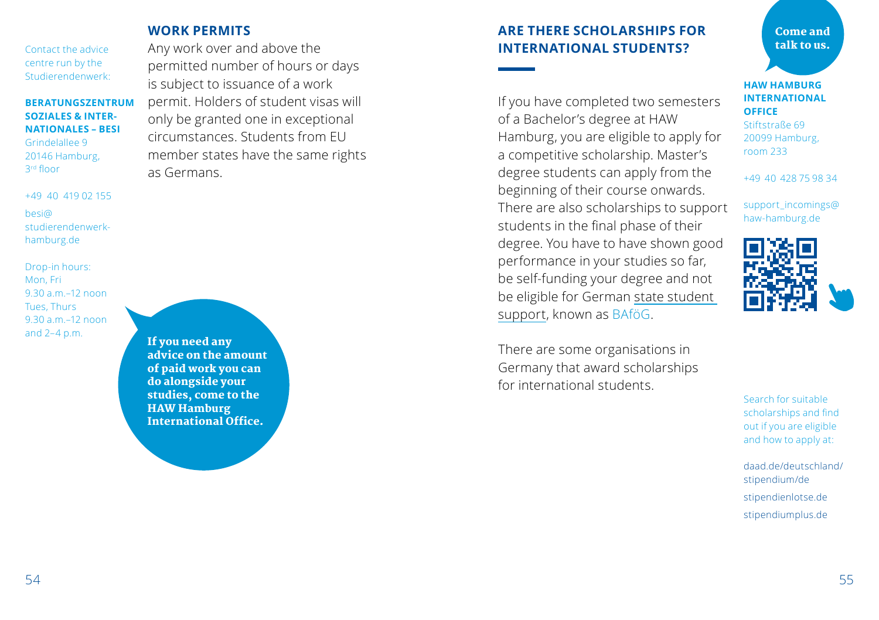## WORK PERMITS

Any work over and above the permitted number of hours or days is subject to issuance of a work permit. Holders of student visas will only be granted one in exceptional circumstances. Students from EU member states have the same rights as Germans.

Contact the advice centre run by the Studierendenwerk:

**BERATUNGSZENTRUM SOZIALES & INTER-NATIONALES – BESI**
Grindelallee 9
20146 Hamburg,
3rd floor

+49 40 419 02 155

besi@studierendenwerk-hamburg.de

Drop-in hours:
Mon, Fri
9.30 a.m.–12 noon
Tues, Thurs
9.30 a.m.–12 noon
and 2–4 p.m.

**If you need any advice on the amount of paid work you can do alongside your studies, come to the HAW Hamburg International Office.**

## ARE THERE SCHOLARSHIPS FOR INTERNATIONAL STUDENTS?

If you have completed two semesters of a Bachelor's degree at HAW Hamburg, you are eligible to apply for a competitive scholarship. Master's degree students can apply from the beginning of their course onwards. There are also scholarships to support students in the final phase of their degree. You have to have shown good performance in your studies so far, be self-funding your degree and not be eligible for German state student support, known as BAföG.

There are some organisations in Germany that award scholarships for international students.

**Come and talk to us.**

**HAW HAMBURG INTERNATIONAL OFFICE**
Stiftstraße 69
20099 Hamburg,
room 233

+49 40 428 75 98 34

support_incomings@haw-hamburg.de

Search for suitable scholarships and find out if you are eligible and how to apply at:

daad.de/deutschland/stipendium/de

stipendienlotse.de

stipendiumplus.de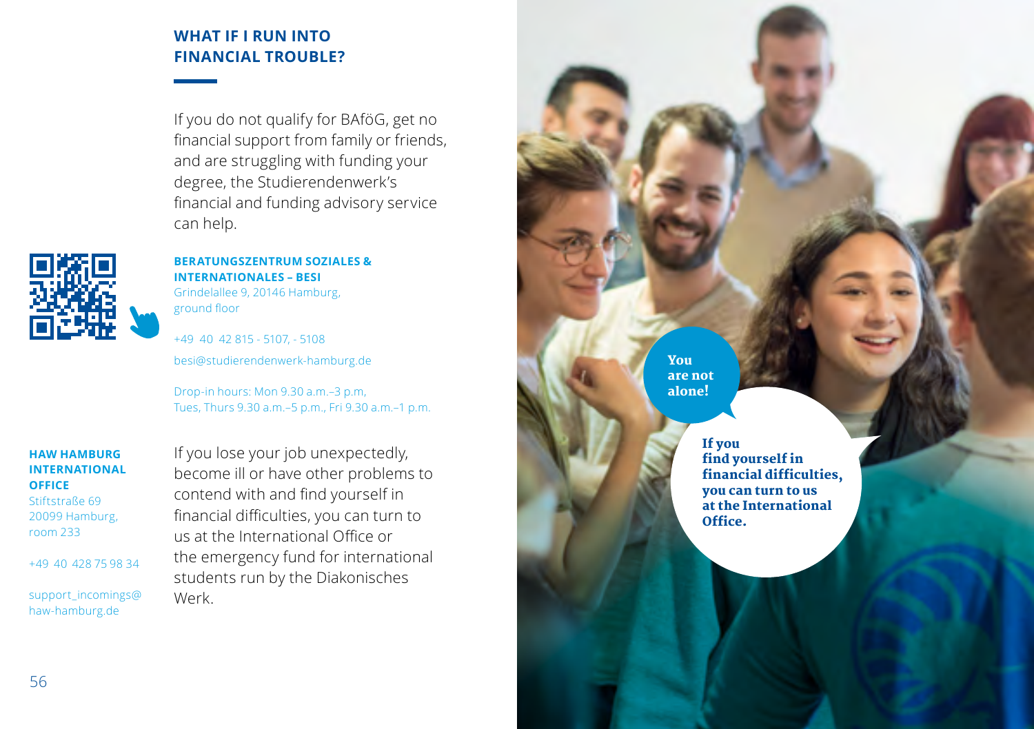## WHAT IF I RUN INTO FINANCIAL TROUBLE?

If you do not qualify for BAföG, get no financial support from family or friends, and are struggling with funding your degree, the Studierendenwerk's financial and funding advisory service can help.

**BERATUNGSZENTRUM SOZIALES & INTERNATIONALES – BESI**
Grindelallee 9, 20146 Hamburg, ground floor

+49 40 42 815 - 5107, - 5108

besi@studierendenwerk-hamburg.de

Drop-in hours: Mon 9.30 a.m.–3 p.m, Tues, Thurs 9.30 a.m.–5 p.m., Fri 9.30 a.m.–1 p.m.

If you lose your job unexpectedly, become ill or have other problems to contend with and find yourself in financial difficulties, you can turn to us at the International Office or the emergency fund for international students run by the Diakonisches Werk.

**HAW HAMBURG INTERNATIONAL OFFICE**
Stiftstraße 69
20099 Hamburg, room 233

+49 40 428 75 98 34

support_incomings@haw-hamburg.de

**You are not alone!**

**If you find yourself in financial difficulties, you can turn to us at the International Office.**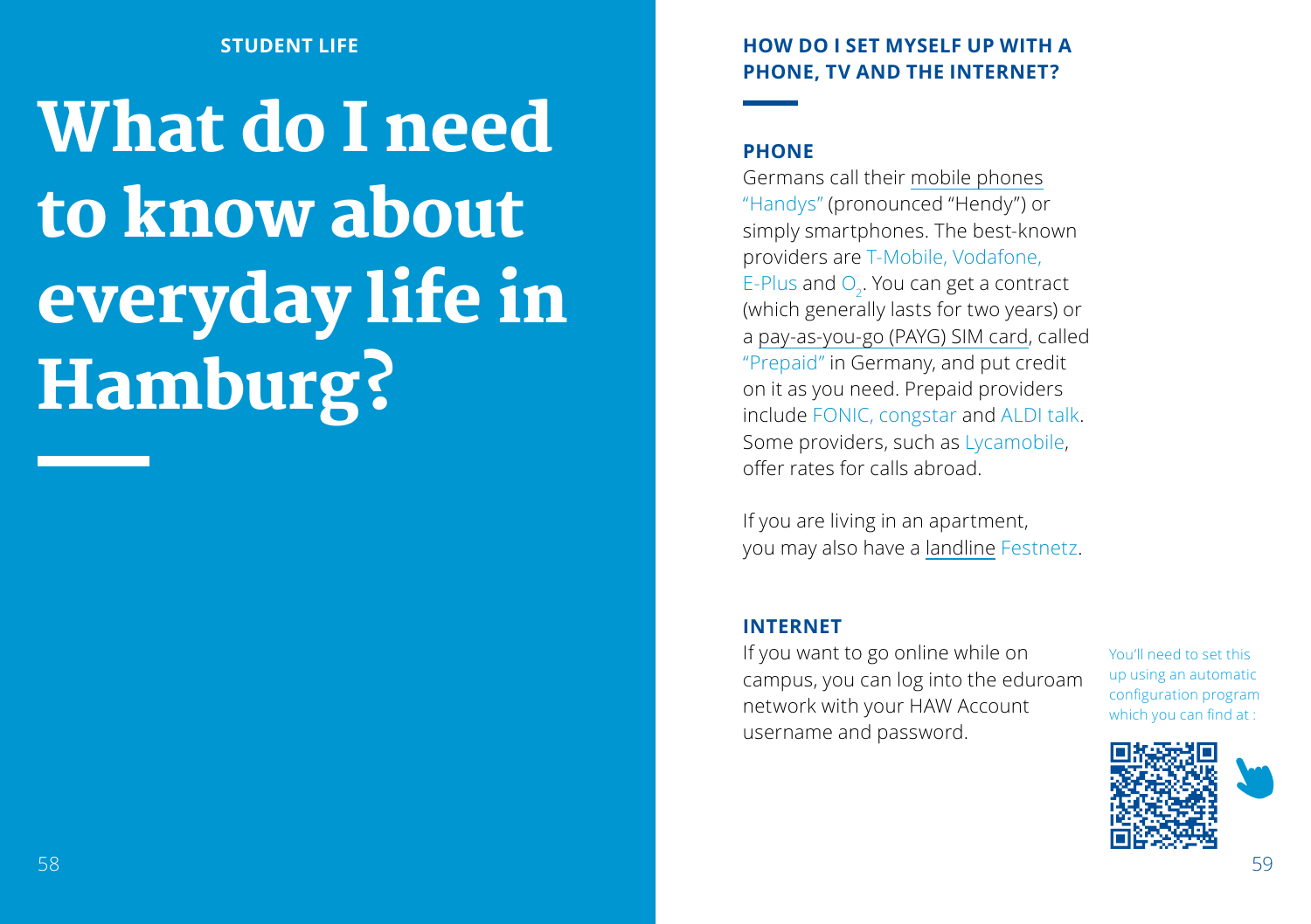STUDENT LIFE

# What do I need to know about everyday life in Hamburg?

## HOW DO I SET MYSELF UP WITH A PHONE, TV AND THE INTERNET?

### PHONE

Germans call their mobile phones "Handys" (pronounced "Hendy") or simply smartphones. The best-known providers are T-Mobile, Vodafone, E-Plus and $O_2$. You can get a contract (which generally lasts for two years) or a pay-as-you-go (PAYG) SIM card, called "Prepaid" in Germany, and put credit on it as you need. Prepaid providers include FONIC, congstar and ALDI talk. Some providers, such as Lycamobile, offer rates for calls abroad.

If you are living in an apartment, you may also have a landline Festnetz.

### INTERNET

If you want to go online while on campus, you can log into the eduroam network with your HAW Account username and password.

You'll need to set this up using an automatic configuration program which you can find at :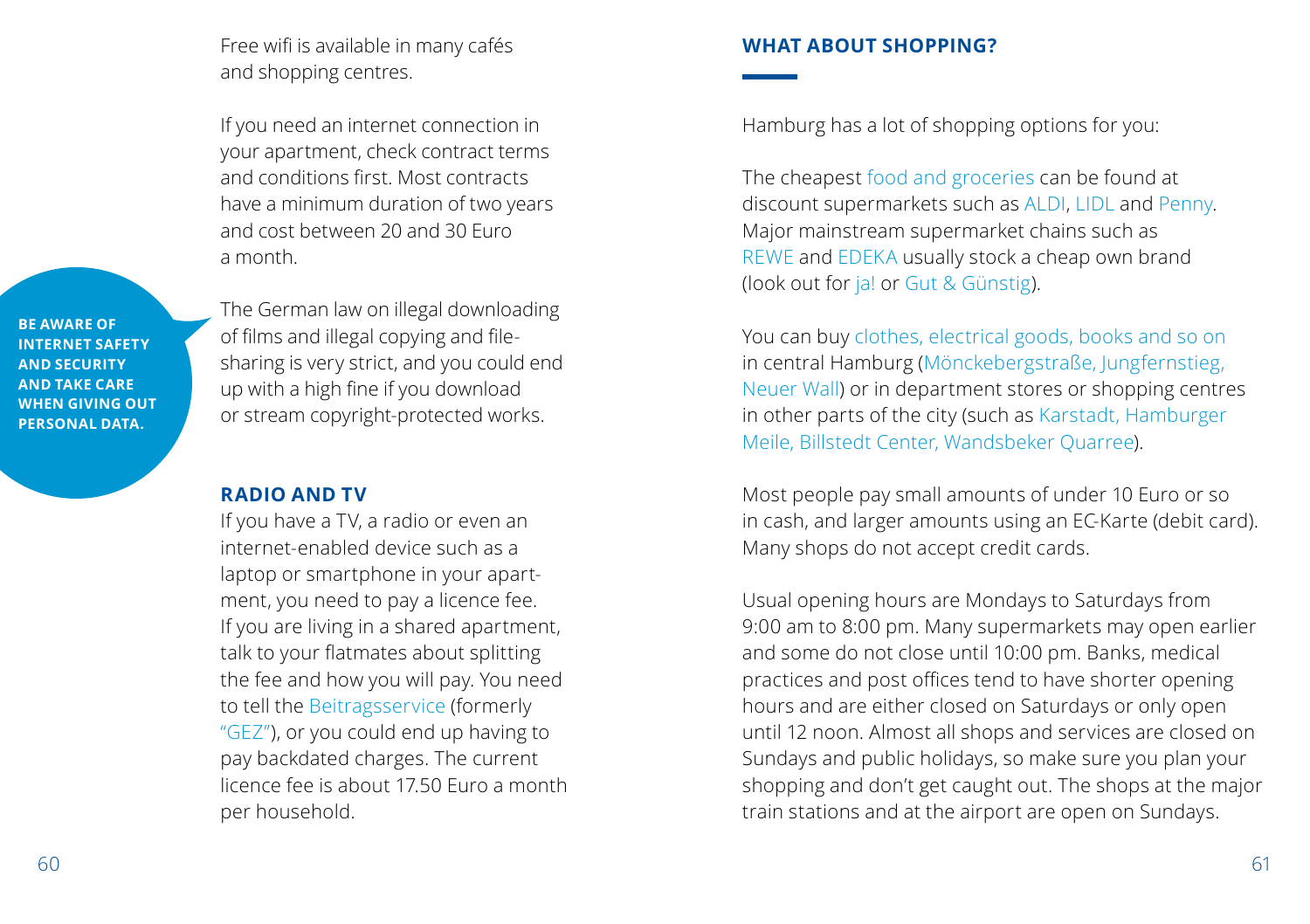Free wifi is available in many cafés and shopping centres.

If you need an internet connection in your apartment, check contract terms and conditions first. Most contracts have a minimum duration of two years and cost between 20 and 30 Euro a month.

**BE AWARE OF INTERNET SAFETY AND SECURITY AND TAKE CARE WHEN GIVING OUT PERSONAL DATA.**

The German law on illegal downloading of films and illegal copying and file-sharing is very strict, and you could end up with a high fine if you download or stream copyright-protected works.

## RADIO AND TV

If you have a TV, a radio or even an internet-enabled device such as a laptop or smartphone in your apartment, you need to pay a licence fee. If you are living in a shared apartment, talk to your flatmates about splitting the fee and how you will pay. You need to tell the Beitragsservice (formerly "GEZ"), or you could end up having to pay backdated charges. The current licence fee is about 17.50 Euro a month per household.

## WHAT ABOUT SHOPPING?

Hamburg has a lot of shopping options for you:

The cheapest food and groceries can be found at discount supermarkets such as ALDI, LIDL and Penny. Major mainstream supermarket chains such as REWE and EDEKA usually stock a cheap own brand (look out for ja! or Gut & Günstig).

You can buy clothes, electrical goods, books and so on in central Hamburg (Mönckebergstraße, Jungfernstieg, Neuer Wall) or in department stores or shopping centres in other parts of the city (such as Karstadt, Hamburger Meile, Billstedt Center, Wandsbeker Quarree).

Most people pay small amounts of under 10 Euro or so in cash, and larger amounts using an EC-Karte (debit card). Many shops do not accept credit cards.

Usual opening hours are Mondays to Saturdays from 9:00 am to 8:00 pm. Many supermarkets may open earlier and some do not close until 10:00 pm. Banks, medical practices and post offices tend to have shorter opening hours and are either closed on Saturdays or only open until 12 noon. Almost all shops and services are closed on Sundays and public holidays, so make sure you plan your shopping and don't get caught out. The shops at the major train stations and at the airport are open on Sundays.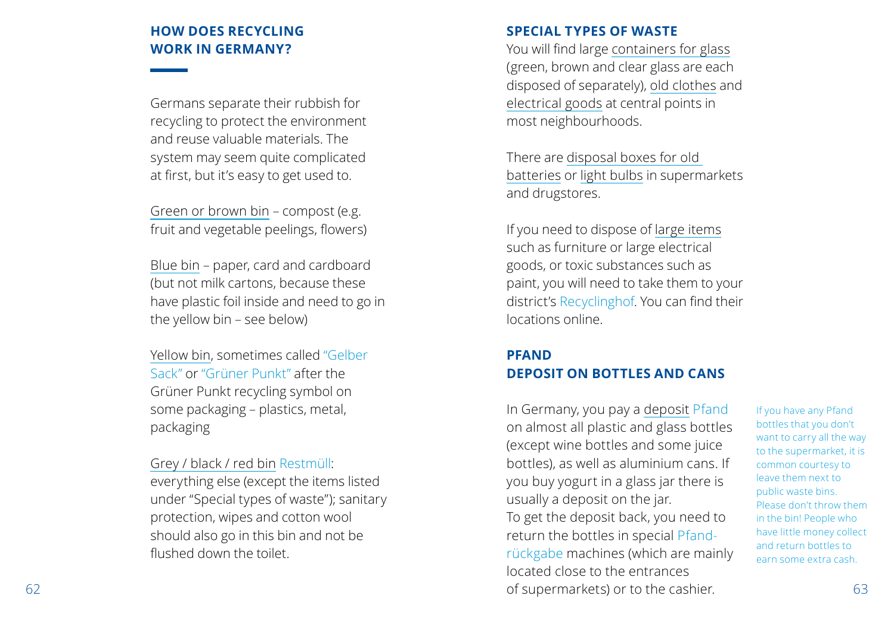## HOW DOES RECYCLING WORK IN GERMANY?

Germans separate their rubbish for recycling to protect the environment and reuse valuable materials. The system may seem quite complicated at first, but it's easy to get used to.

Green or brown bin – compost (e.g. fruit and vegetable peelings, flowers)

Blue bin – paper, card and cardboard (but not milk cartons, because these have plastic foil inside and need to go in the yellow bin – see below)

Yellow bin, sometimes called "Gelber Sack" or "Grüner Punkt" after the Grüner Punkt recycling symbol on some packaging – plastics, metal, packaging

Grey / black / red bin Restmüll: everything else (except the items listed under "Special types of waste"); sanitary protection, wipes and cotton wool should also go in this bin and not be flushed down the toilet.

## SPECIAL TYPES OF WASTE

You will find large containers for glass (green, brown and clear glass are each disposed of separately), old clothes and electrical goods at central points in most neighbourhoods.

There are disposal boxes for old batteries or light bulbs in supermarkets and drugstores.

If you need to dispose of large items such as furniture or large electrical goods, or toxic substances such as paint, you will need to take them to your district's Recyclinghof. You can find their locations online.

## PFAND DEPOSIT ON BOTTLES AND CANS

In Germany, you pay a deposit Pfand on almost all plastic and glass bottles (except wine bottles and some juice bottles), as well as aluminium cans. If you buy yogurt in a glass jar there is usually a deposit on the jar.
To get the deposit back, you need to return the bottles in special Pfand-rückgabe machines (which are mainly located close to the entrances of supermarkets) or to the cashier.

If you have any Pfand bottles that you don't want to carry all the way to the supermarket, it is common courtesy to leave them next to public waste bins. Please don't throw them in the bin! People who have little money collect and return bottles to earn some extra cash.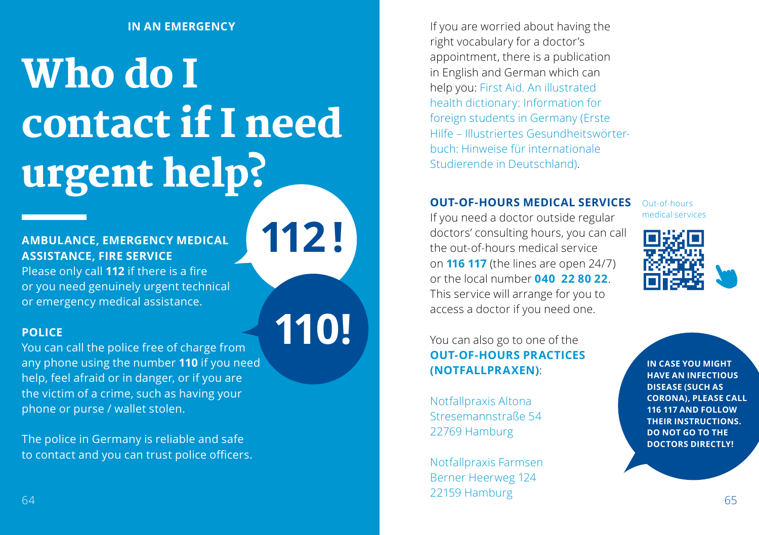IN AN EMERGENCY

# Who do I contact if I need urgent help?

112!

110!

**AMBULANCE, EMERGENCY MEDICAL ASSISTANCE, FIRE SERVICE**
Please only call **112** if there is a fire or you need genuinely urgent technical or emergency medical assistance.

**POLICE**
You can call the police free of charge from any phone using the number **110** if you need help, feel afraid or in danger, or if you are the victim of a crime, such as having your phone or purse / wallet stolen.

The police in Germany is reliable and safe to contact and you can trust police officers.

If you are worried about having the right vocabulary for a doctor's appointment, there is a publication in English and German which can help you: First Aid. An illustrated health dictionary: Information for foreign students in Germany (Erste Hilfe – Illustriertes Gesundheitswörterbuch: Hinweise für internationale Studierende in Deutschland).

**OUT-OF-HOURS MEDICAL SERVICES**
If you need a doctor outside regular doctors' consulting hours, you can call the out-of-hours medical service on **116 117** (the lines are open 24/7) or the local number **040 22 80 22**. This service will arrange for you to access a doctor if you need one.

Out-of-hours medical services

You can also go to one of the **OUT-OF-HOURS PRACTICES (NOTFALLPRAXEN)**:

Notfallpraxis Altona
Stresemannstraße 54
22769 Hamburg

Notfallpraxis Farmsen
Berner Heerweg 124
22159 Hamburg

**IN CASE YOU MIGHT HAVE AN INFECTIOUS DISEASE (SUCH AS CORONA), PLEASE CALL 116 117 AND FOLLOW THEIR INSTRUCTIONS. DO NOT GO TO THE DOCTORS DIRECTLY!**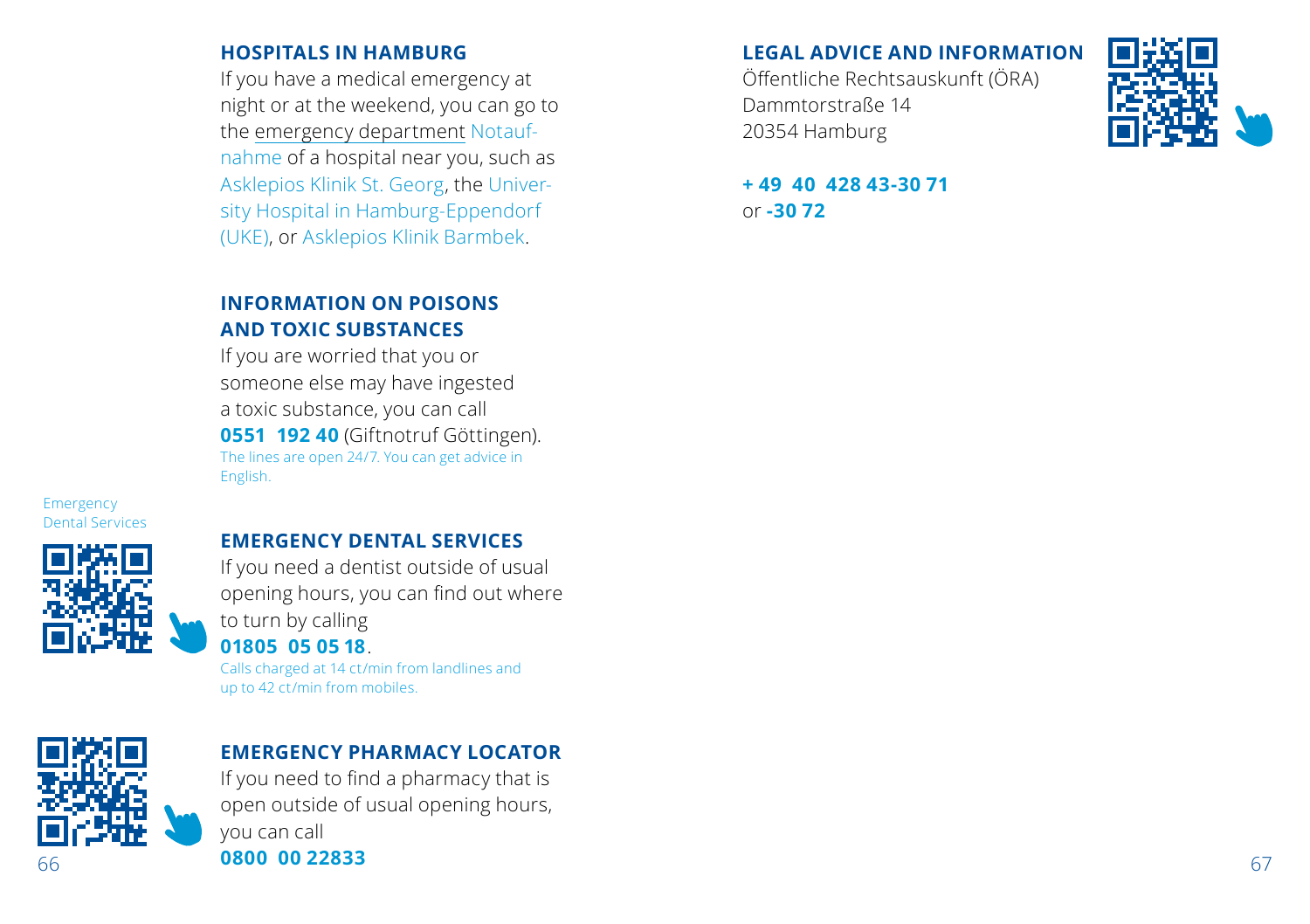## HOSPITALS IN HAMBURG

If you have a medical emergency at night or at the weekend, you can go to the emergency department Notaufnahme of a hospital near you, such as Asklepios Klinik St. Georg, the University Hospital in Hamburg-Eppendorf (UKE), or Asklepios Klinik Barmbek.

## INFORMATION ON POISONS AND TOXIC SUBSTANCES

If you are worried that you or someone else may have ingested a toxic substance, you can call **0551 192 40** (Giftnotruf Göttingen).

The lines are open 24/7. You can get advice in English.

Emergency Dental Services

## EMERGENCY DENTAL SERVICES

If you need a dentist outside of usual opening hours, you can find out where to turn by calling **01805 05 05 18**.

Calls charged at 14 ct/min from landlines and up to 42 ct/min from mobiles.

## EMERGENCY PHARMACY LOCATOR

If you need to find a pharmacy that is open outside of usual opening hours, you can call **0800 00 22833**

## LEGAL ADVICE AND INFORMATION

Öffentliche Rechtsauskunft (ÖRA)
Dammtorstraße 14
20354 Hamburg

**+ 49 40 428 43-30 71** or **-30 72**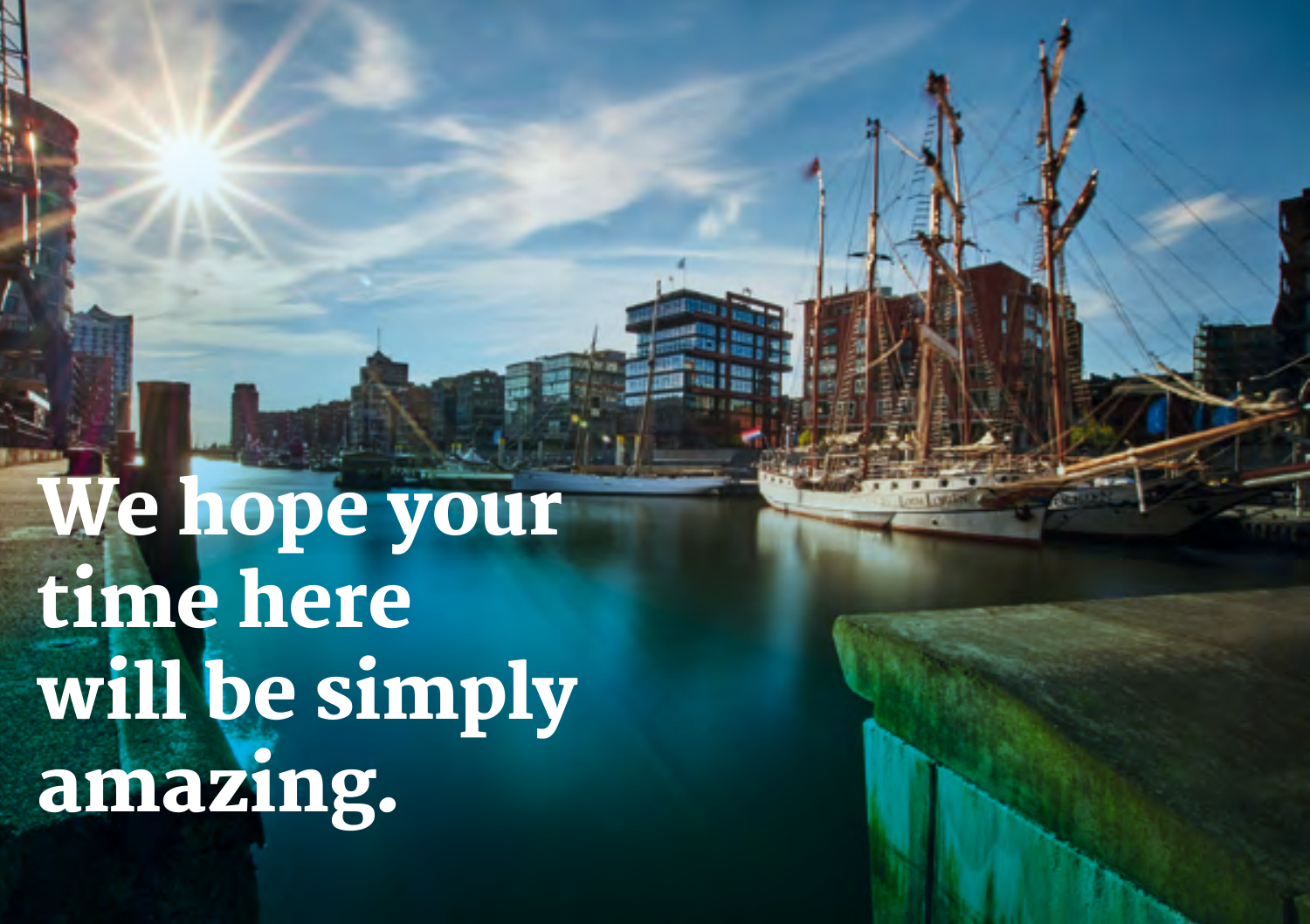We hope your time here will be simply amazing.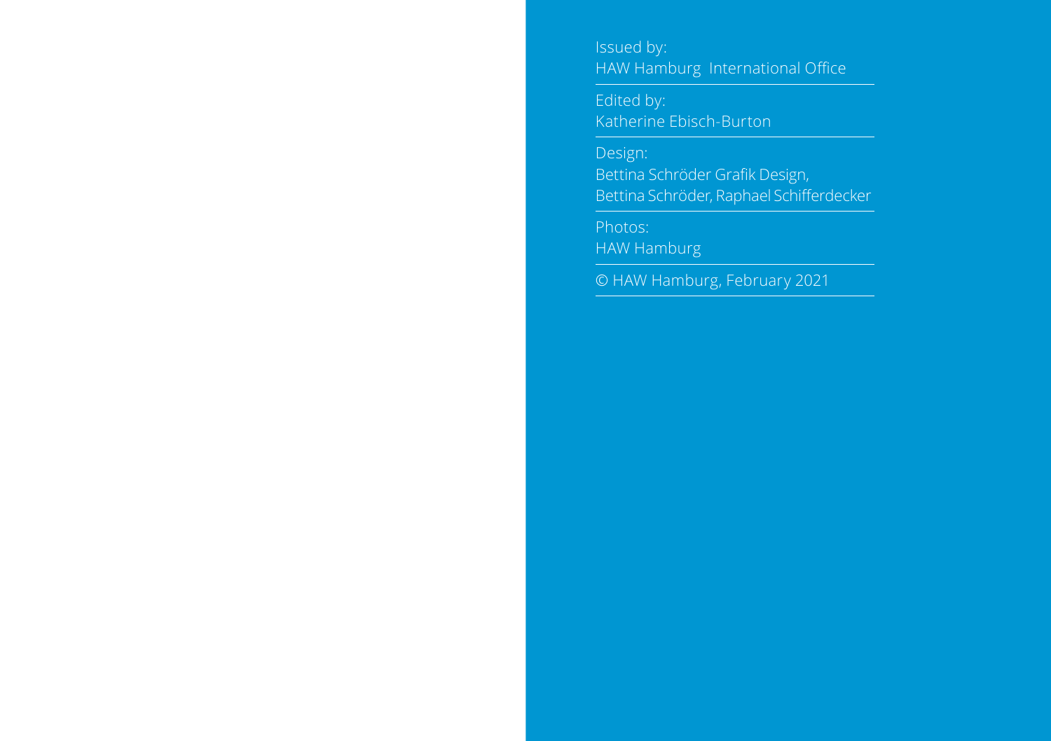Issued by:
HAW Hamburg International Office

---

Edited by:
Katherine Ebisch-Burton

---

Design:
Bettina Schröder Grafik Design,
Bettina Schröder, Raphael Schifferdecker

---

Photos:
HAW Hamburg

---

© HAW Hamburg, February 2021

---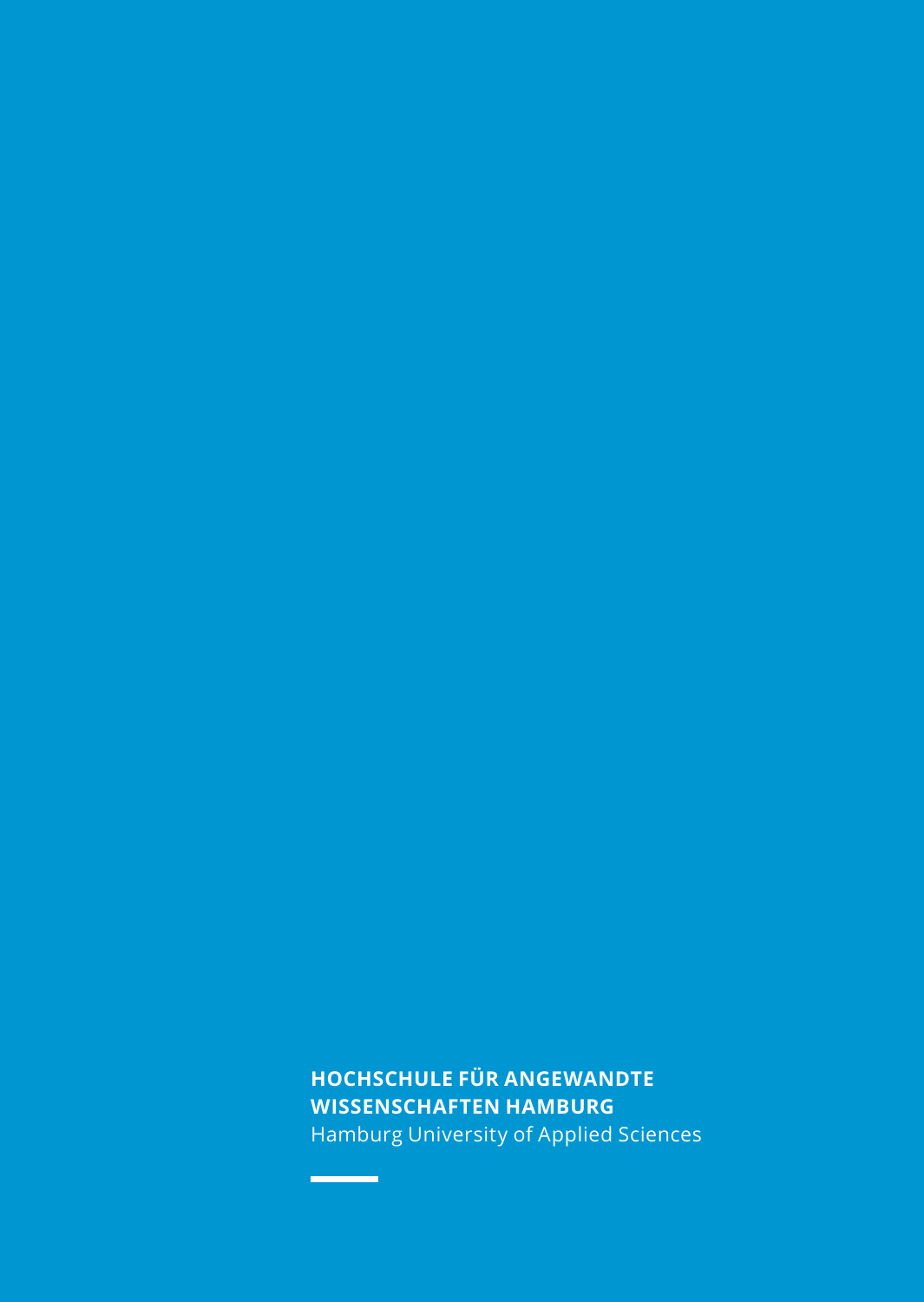**HOCHSCHULE FÜR ANGEWANDTE WISSENSCHAFTEN HAMBURG**
Hamburg University of Applied Sciences